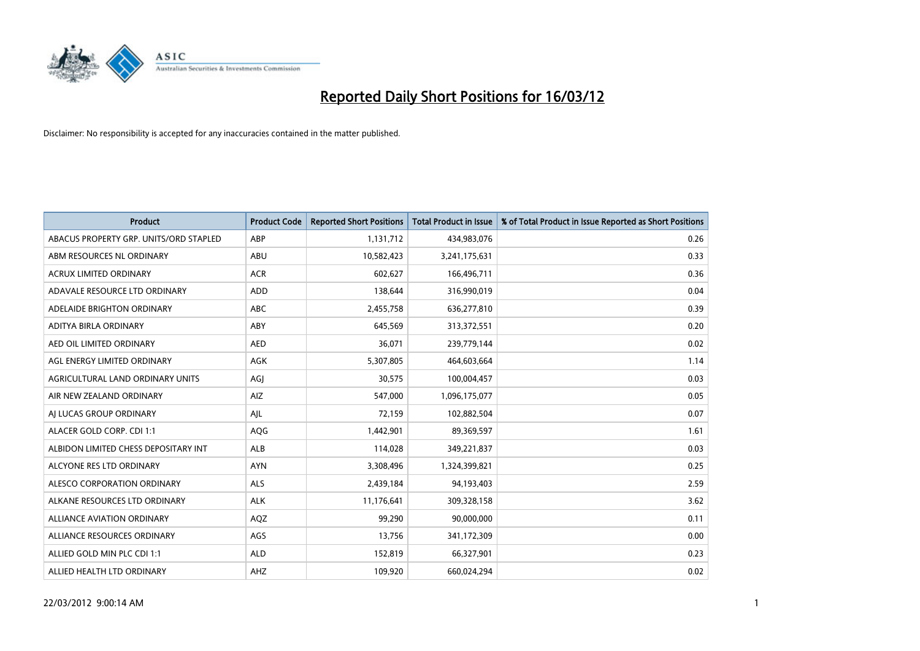# Reported Daily Short Positions for 16/03/12

Disclaimer: No responsibility is accepted for any inaccuracies contained in the matter published.

| Product | Product Code | Reported Short Positions | Total Product in Issue | % of Total Product in Issue Reported as Short Positions |
|---|---|---|---|---|
| ABACUS PROPERTY GRP. UNITS/ORD STAPLED | ABP | 1,131,712 | 434,983,076 | 0.26 |
| ABM RESOURCES NL ORDINARY | ABU | 10,582,423 | 3,241,175,631 | 0.33 |
| ACRUX LIMITED ORDINARY | ACR | 602,627 | 166,496,711 | 0.36 |
| ADAVALE RESOURCE LTD ORDINARY | ADD | 138,644 | 316,990,019 | 0.04 |
| ADELAIDE BRIGHTON ORDINARY | ABC | 2,455,758 | 636,277,810 | 0.39 |
| ADITYA BIRLA ORDINARY | ABY | 645,569 | 313,372,551 | 0.20 |
| AED OIL LIMITED ORDINARY | AED | 36,071 | 239,779,144 | 0.02 |
| AGL ENERGY LIMITED ORDINARY | AGK | 5,307,805 | 464,603,664 | 1.14 |
| AGRICULTURAL LAND ORDINARY UNITS | AGJ | 30,575 | 100,004,457 | 0.03 |
| AIR NEW ZEALAND ORDINARY | AIZ | 547,000 | 1,096,175,077 | 0.05 |
| AJ LUCAS GROUP ORDINARY | AJL | 72,159 | 102,882,504 | 0.07 |
| ALACER GOLD CORP. CDI 1:1 | AQG | 1,442,901 | 89,369,597 | 1.61 |
| ALBIDON LIMITED CHESS DEPOSITARY INT | ALB | 114,028 | 349,221,837 | 0.03 |
| ALCYONE RES LTD ORDINARY | AYN | 3,308,496 | 1,324,399,821 | 0.25 |
| ALESCO CORPORATION ORDINARY | ALS | 2,439,184 | 94,193,403 | 2.59 |
| ALKANE RESOURCES LTD ORDINARY | ALK | 11,176,641 | 309,328,158 | 3.62 |
| ALLIANCE AVIATION ORDINARY | AQZ | 99,290 | 90,000,000 | 0.11 |
| ALLIANCE RESOURCES ORDINARY | AGS | 13,756 | 341,172,309 | 0.00 |
| ALLIED GOLD MIN PLC CDI 1:1 | ALD | 152,819 | 66,327,901 | 0.23 |
| ALLIED HEALTH LTD ORDINARY | AHZ | 109,920 | 660,024,294 | 0.02 |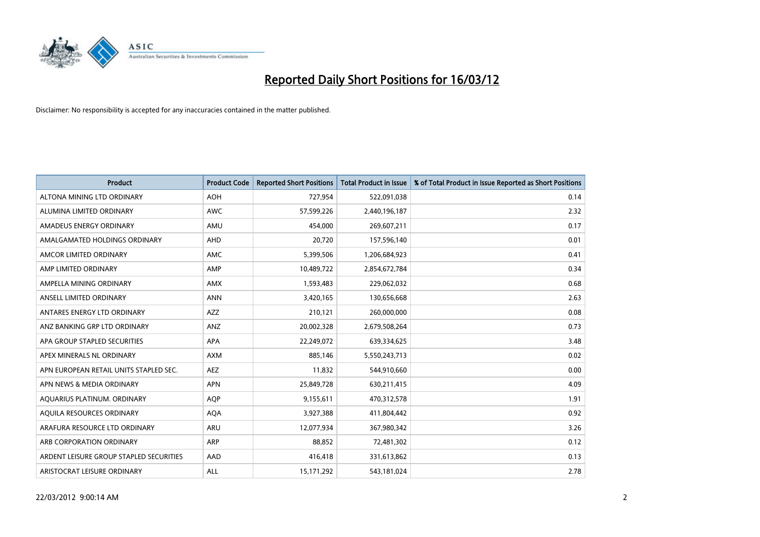# Reported Daily Short Positions for 16/03/12

Disclaimer: No responsibility is accepted for any inaccuracies contained in the matter published.

| Product | Product Code | Reported Short Positions | Total Product in Issue | % of Total Product in Issue Reported as Short Positions |
|---|---|---|---|---|
| ALTONA MINING LTD ORDINARY | AOH | 727,954 | 522,091,038 | 0.14 |
| ALUMINA LIMITED ORDINARY | AWC | 57,599,226 | 2,440,196,187 | 2.32 |
| AMADEUS ENERGY ORDINARY | AMU | 454,000 | 269,607,211 | 0.17 |
| AMALGAMATED HOLDINGS ORDINARY | AHD | 20,720 | 157,596,140 | 0.01 |
| AMCOR LIMITED ORDINARY | AMC | 5,399,506 | 1,206,684,923 | 0.41 |
| AMP LIMITED ORDINARY | AMP | 10,489,722 | 2,854,672,784 | 0.34 |
| AMPELLA MINING ORDINARY | AMX | 1,593,483 | 229,062,032 | 0.68 |
| ANSELL LIMITED ORDINARY | ANN | 3,420,165 | 130,656,668 | 2.63 |
| ANTARES ENERGY LTD ORDINARY | AZZ | 210,121 | 260,000,000 | 0.08 |
| ANZ BANKING GRP LTD ORDINARY | ANZ | 20,002,328 | 2,679,508,264 | 0.73 |
| APA GROUP STAPLED SECURITIES | APA | 22,249,072 | 639,334,625 | 3.48 |
| APEX MINERALS NL ORDINARY | AXM | 885,146 | 5,550,243,713 | 0.02 |
| APN EUROPEAN RETAIL UNITS STAPLED SEC. | AEZ | 11,832 | 544,910,660 | 0.00 |
| APN NEWS & MEDIA ORDINARY | APN | 25,849,728 | 630,211,415 | 4.09 |
| AQUARIUS PLATINUM. ORDINARY | AQP | 9,155,611 | 470,312,578 | 1.91 |
| AQUILA RESOURCES ORDINARY | AQA | 3,927,388 | 411,804,442 | 0.92 |
| ARAFURA RESOURCE LTD ORDINARY | ARU | 12,077,934 | 367,980,342 | 3.26 |
| ARB CORPORATION ORDINARY | ARP | 88,852 | 72,481,302 | 0.12 |
| ARDENT LEISURE GROUP STAPLED SECURITIES | AAD | 416,418 | 331,613,862 | 0.13 |
| ARISTOCRAT LEISURE ORDINARY | ALL | 15,171,292 | 543,181,024 | 2.78 |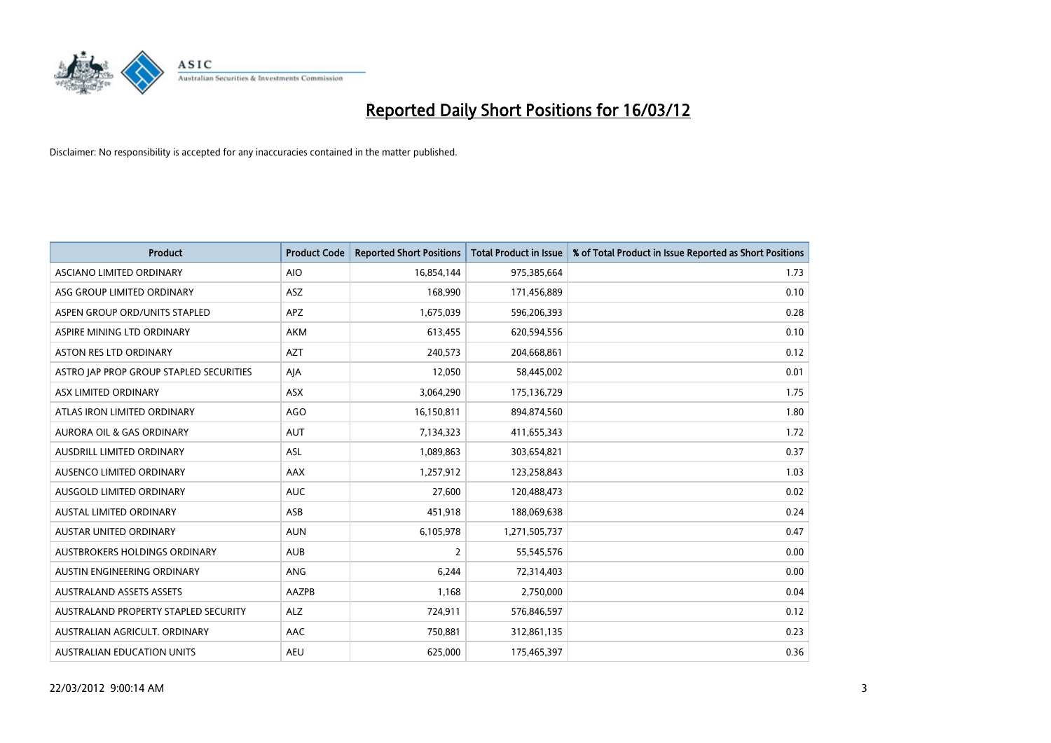# Reported Daily Short Positions for 16/03/12

Disclaimer: No responsibility is accepted for any inaccuracies contained in the matter published.

| Product | Product Code | Reported Short Positions | Total Product in Issue | % of Total Product in Issue Reported as Short Positions |
|---|---|---|---|---|
| ASCIANO LIMITED ORDINARY | AIO | 16,854,144 | 975,385,664 | 1.73 |
| ASG GROUP LIMITED ORDINARY | ASZ | 168,990 | 171,456,889 | 0.10 |
| ASPEN GROUP ORD/UNITS STAPLED | APZ | 1,675,039 | 596,206,393 | 0.28 |
| ASPIRE MINING LTD ORDINARY | AKM | 613,455 | 620,594,556 | 0.10 |
| ASTON RES LTD ORDINARY | AZT | 240,573 | 204,668,861 | 0.12 |
| ASTRO JAP PROP GROUP STAPLED SECURITIES | AJA | 12,050 | 58,445,002 | 0.01 |
| ASX LIMITED ORDINARY | ASX | 3,064,290 | 175,136,729 | 1.75 |
| ATLAS IRON LIMITED ORDINARY | AGO | 16,150,811 | 894,874,560 | 1.80 |
| AURORA OIL & GAS ORDINARY | AUT | 7,134,323 | 411,655,343 | 1.72 |
| AUSDRILL LIMITED ORDINARY | ASL | 1,089,863 | 303,654,821 | 0.37 |
| AUSENCO LIMITED ORDINARY | AAX | 1,257,912 | 123,258,843 | 1.03 |
| AUSGOLD LIMITED ORDINARY | AUC | 27,600 | 120,488,473 | 0.02 |
| AUSTAL LIMITED ORDINARY | ASB | 451,918 | 188,069,638 | 0.24 |
| AUSTAR UNITED ORDINARY | AUN | 6,105,978 | 1,271,505,737 | 0.47 |
| AUSTBROKERS HOLDINGS ORDINARY | AUB | 2 | 55,545,576 | 0.00 |
| AUSTIN ENGINEERING ORDINARY | ANG | 6,244 | 72,314,403 | 0.00 |
| AUSTRALAND ASSETS ASSETS | AAZPB | 1,168 | 2,750,000 | 0.04 |
| AUSTRALAND PROPERTY STAPLED SECURITY | ALZ | 724,911 | 576,846,597 | 0.12 |
| AUSTRALIAN AGRICULT. ORDINARY | AAC | 750,881 | 312,861,135 | 0.23 |
| AUSTRALIAN EDUCATION UNITS | AEU | 625,000 | 175,465,397 | 0.36 |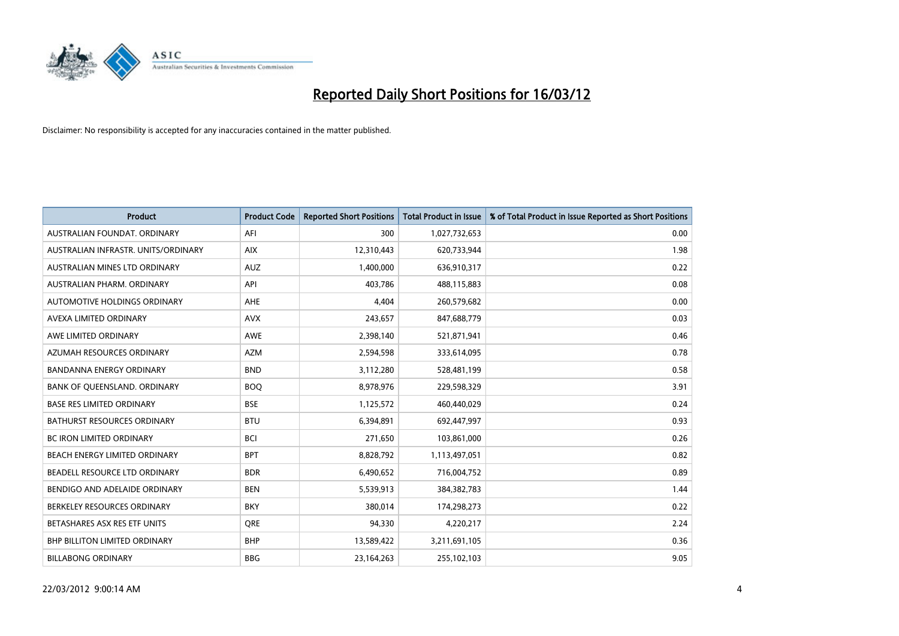# Reported Daily Short Positions for 16/03/12

Disclaimer: No responsibility is accepted for any inaccuracies contained in the matter published.

| Product | Product Code | Reported Short Positions | Total Product in Issue | % of Total Product in Issue Reported as Short Positions |
|---|---|---|---|---|
| AUSTRALIAN FOUNDAT. ORDINARY | AFI | 300 | 1,027,732,653 | 0.00 |
| AUSTRALIAN INFRASTR. UNITS/ORDINARY | AIX | 12,310,443 | 620,733,944 | 1.98 |
| AUSTRALIAN MINES LTD ORDINARY | AUZ | 1,400,000 | 636,910,317 | 0.22 |
| AUSTRALIAN PHARM. ORDINARY | API | 403,786 | 488,115,883 | 0.08 |
| AUTOMOTIVE HOLDINGS ORDINARY | AHE | 4,404 | 260,579,682 | 0.00 |
| AVEXA LIMITED ORDINARY | AVX | 243,657 | 847,688,779 | 0.03 |
| AWE LIMITED ORDINARY | AWE | 2,398,140 | 521,871,941 | 0.46 |
| AZUMAH RESOURCES ORDINARY | AZM | 2,594,598 | 333,614,095 | 0.78 |
| BANDANNA ENERGY ORDINARY | BND | 3,112,280 | 528,481,199 | 0.58 |
| BANK OF QUEENSLAND. ORDINARY | BOQ | 8,978,976 | 229,598,329 | 3.91 |
| BASE RES LIMITED ORDINARY | BSE | 1,125,572 | 460,440,029 | 0.24 |
| BATHURST RESOURCES ORDINARY | BTU | 6,394,891 | 692,447,997 | 0.93 |
| BC IRON LIMITED ORDINARY | BCI | 271,650 | 103,861,000 | 0.26 |
| BEACH ENERGY LIMITED ORDINARY | BPT | 8,828,792 | 1,113,497,051 | 0.82 |
| BEADELL RESOURCE LTD ORDINARY | BDR | 6,490,652 | 716,004,752 | 0.89 |
| BENDIGO AND ADELAIDE ORDINARY | BEN | 5,539,913 | 384,382,783 | 1.44 |
| BERKELEY RESOURCES ORDINARY | BKY | 380,014 | 174,298,273 | 0.22 |
| BETASHARES ASX RES ETF UNITS | QRE | 94,330 | 4,220,217 | 2.24 |
| BHP BILLITON LIMITED ORDINARY | BHP | 13,589,422 | 3,211,691,105 | 0.36 |
| BILLABONG ORDINARY | BBG | 23,164,263 | 255,102,103 | 9.05 |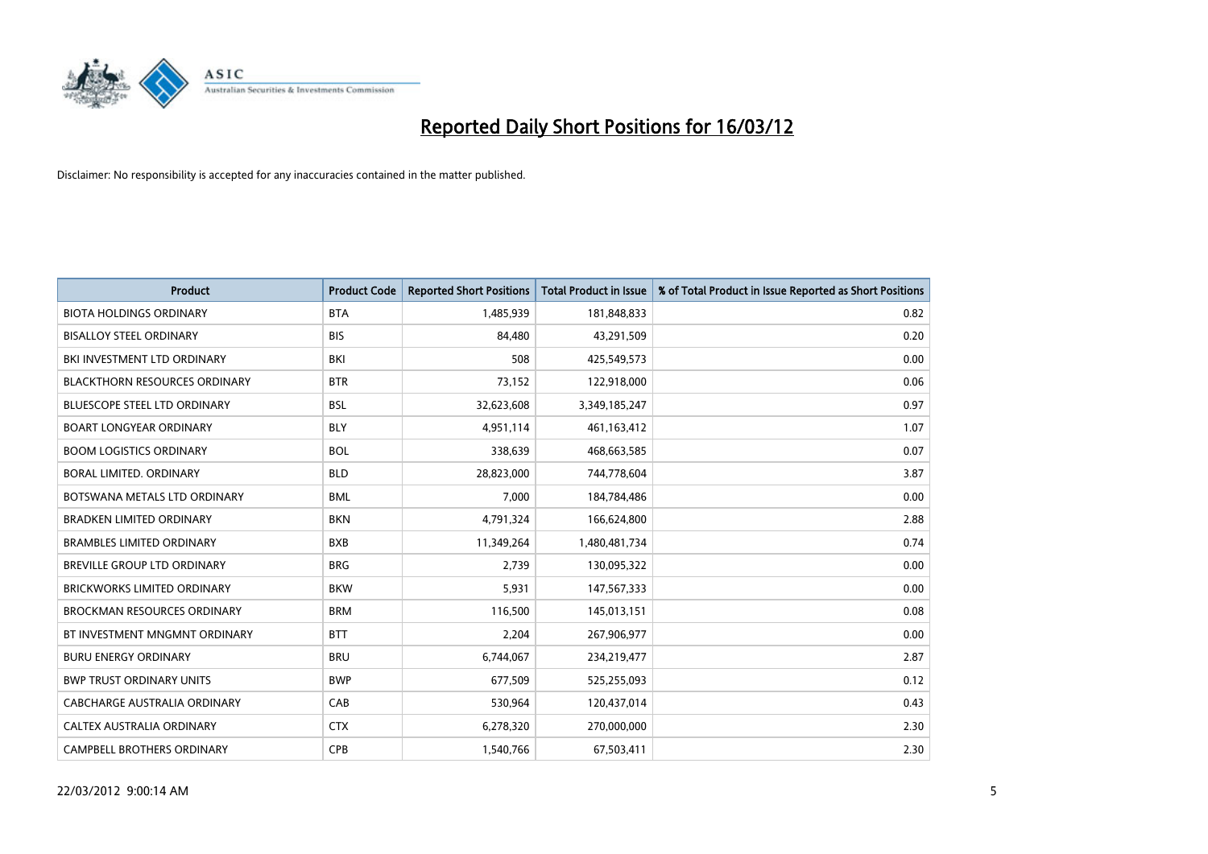# Reported Daily Short Positions for 16/03/12

Disclaimer: No responsibility is accepted for any inaccuracies contained in the matter published.

| Product | Product Code | Reported Short Positions | Total Product in Issue | % of Total Product in Issue Reported as Short Positions |
|---|---|---|---|---|
| BIOTA HOLDINGS ORDINARY | BTA | 1,485,939 | 181,848,833 | 0.82 |
| BISALLOY STEEL ORDINARY | BIS | 84,480 | 43,291,509 | 0.20 |
| BKI INVESTMENT LTD ORDINARY | BKI | 508 | 425,549,573 | 0.00 |
| BLACKTHORN RESOURCES ORDINARY | BTR | 73,152 | 122,918,000 | 0.06 |
| BLUESCOPE STEEL LTD ORDINARY | BSL | 32,623,608 | 3,349,185,247 | 0.97 |
| BOART LONGYEAR ORDINARY | BLY | 4,951,114 | 461,163,412 | 1.07 |
| BOOM LOGISTICS ORDINARY | BOL | 338,639 | 468,663,585 | 0.07 |
| BORAL LIMITED. ORDINARY | BLD | 28,823,000 | 744,778,604 | 3.87 |
| BOTSWANA METALS LTD ORDINARY | BML | 7,000 | 184,784,486 | 0.00 |
| BRADKEN LIMITED ORDINARY | BKN | 4,791,324 | 166,624,800 | 2.88 |
| BRAMBLES LIMITED ORDINARY | BXB | 11,349,264 | 1,480,481,734 | 0.74 |
| BREVILLE GROUP LTD ORDINARY | BRG | 2,739 | 130,095,322 | 0.00 |
| BRICKWORKS LIMITED ORDINARY | BKW | 5,931 | 147,567,333 | 0.00 |
| BROCKMAN RESOURCES ORDINARY | BRM | 116,500 | 145,013,151 | 0.08 |
| BT INVESTMENT MNGMNT ORDINARY | BTT | 2,204 | 267,906,977 | 0.00 |
| BURU ENERGY ORDINARY | BRU | 6,744,067 | 234,219,477 | 2.87 |
| BWP TRUST ORDINARY UNITS | BWP | 677,509 | 525,255,093 | 0.12 |
| CABCHARGE AUSTRALIA ORDINARY | CAB | 530,964 | 120,437,014 | 0.43 |
| CALTEX AUSTRALIA ORDINARY | CTX | 6,278,320 | 270,000,000 | 2.30 |
| CAMPBELL BROTHERS ORDINARY | CPB | 1,540,766 | 67,503,411 | 2.30 |

22/03/2012 9:00:14 AM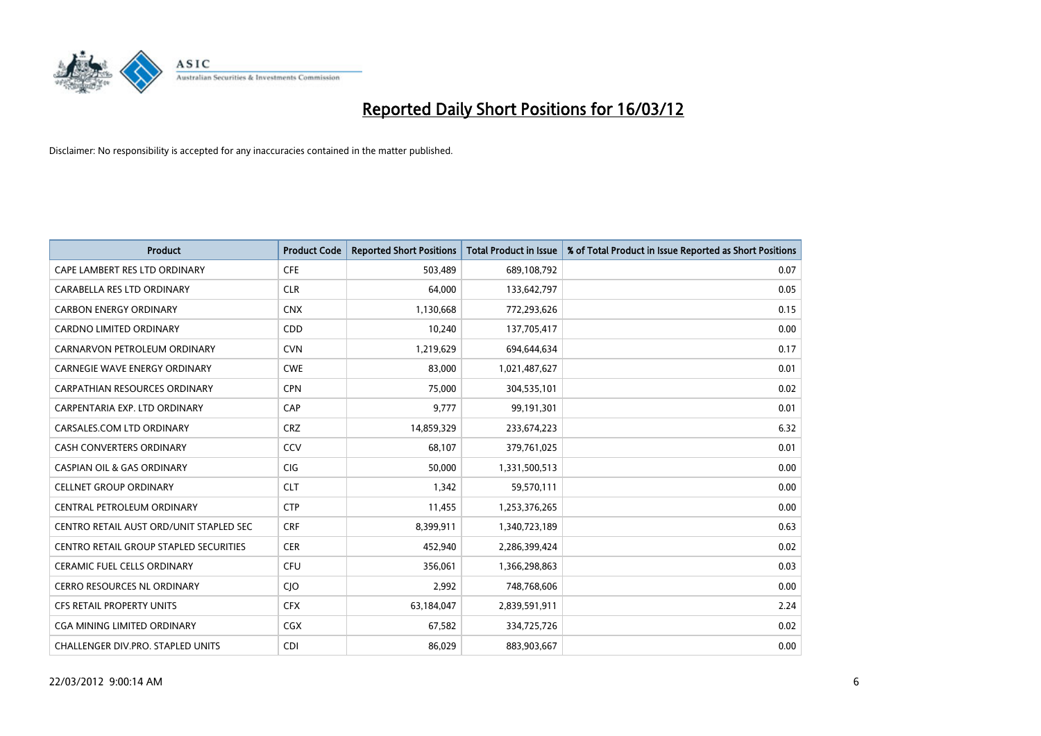# Reported Daily Short Positions for 16/03/12

Disclaimer: No responsibility is accepted for any inaccuracies contained in the matter published.

| Product | Product Code | Reported Short Positions | Total Product in Issue | % of Total Product in Issue Reported as Short Positions |
|---|---|---|---|---|
| CAPE LAMBERT RES LTD ORDINARY | CFE | 503,489 | 689,108,792 | 0.07 |
| CARABELLA RES LTD ORDINARY | CLR | 64,000 | 133,642,797 | 0.05 |
| CARBON ENERGY ORDINARY | CNX | 1,130,668 | 772,293,626 | 0.15 |
| CARDNO LIMITED ORDINARY | CDD | 10,240 | 137,705,417 | 0.00 |
| CARNARVON PETROLEUM ORDINARY | CVN | 1,219,629 | 694,644,634 | 0.17 |
| CARNEGIE WAVE ENERGY ORDINARY | CWE | 83,000 | 1,021,487,627 | 0.01 |
| CARPATHIAN RESOURCES ORDINARY | CPN | 75,000 | 304,535,101 | 0.02 |
| CARPENTARIA EXP. LTD ORDINARY | CAP | 9,777 | 99,191,301 | 0.01 |
| CARSALES.COM LTD ORDINARY | CRZ | 14,859,329 | 233,674,223 | 6.32 |
| CASH CONVERTERS ORDINARY | CCV | 68,107 | 379,761,025 | 0.01 |
| CASPIAN OIL & GAS ORDINARY | CIG | 50,000 | 1,331,500,513 | 0.00 |
| CELLNET GROUP ORDINARY | CLT | 1,342 | 59,570,111 | 0.00 |
| CENTRAL PETROLEUM ORDINARY | CTP | 11,455 | 1,253,376,265 | 0.00 |
| CENTRO RETAIL AUST ORD/UNIT STAPLED SEC | CRF | 8,399,911 | 1,340,723,189 | 0.63 |
| CENTRO RETAIL GROUP STAPLED SECURITIES | CER | 452,940 | 2,286,399,424 | 0.02 |
| CERAMIC FUEL CELLS ORDINARY | CFU | 356,061 | 1,366,298,863 | 0.03 |
| CERRO RESOURCES NL ORDINARY | CJO | 2,992 | 748,768,606 | 0.00 |
| CFS RETAIL PROPERTY UNITS | CFX | 63,184,047 | 2,839,591,911 | 2.24 |
| CGA MINING LIMITED ORDINARY | CGX | 67,582 | 334,725,726 | 0.02 |
| CHALLENGER DIV.PRO. STAPLED UNITS | CDI | 86,029 | 883,903,667 | 0.00 |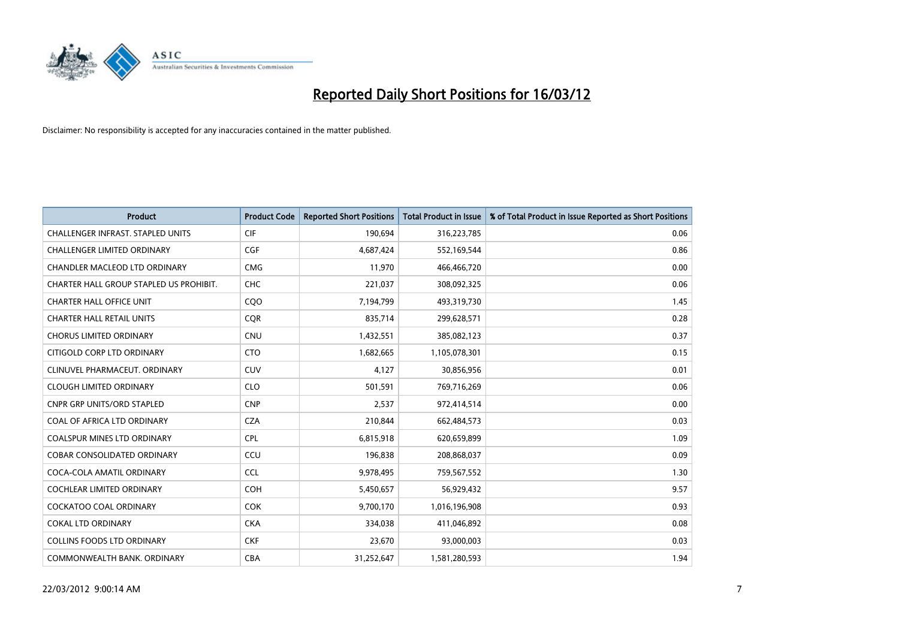# Reported Daily Short Positions for 16/03/12

Disclaimer: No responsibility is accepted for any inaccuracies contained in the matter published.

| Product | Product Code | Reported Short Positions | Total Product in Issue | % of Total Product in Issue Reported as Short Positions |
|---|---|---|---|---|
| CHALLENGER INFRAST. STAPLED UNITS | CIF | 190,694 | 316,223,785 | 0.06 |
| CHALLENGER LIMITED ORDINARY | CGF | 4,687,424 | 552,169,544 | 0.86 |
| CHANDLER MACLEOD LTD ORDINARY | CMG | 11,970 | 466,466,720 | 0.00 |
| CHARTER HALL GROUP STAPLED US PROHIBIT. | CHC | 221,037 | 308,092,325 | 0.06 |
| CHARTER HALL OFFICE UNIT | CQO | 7,194,799 | 493,319,730 | 1.45 |
| CHARTER HALL RETAIL UNITS | CQR | 835,714 | 299,628,571 | 0.28 |
| CHORUS LIMITED ORDINARY | CNU | 1,432,551 | 385,082,123 | 0.37 |
| CITIGOLD CORP LTD ORDINARY | CTO | 1,682,665 | 1,105,078,301 | 0.15 |
| CLINUVEL PHARMACEUT. ORDINARY | CUV | 4,127 | 30,856,956 | 0.01 |
| CLOUGH LIMITED ORDINARY | CLO | 501,591 | 769,716,269 | 0.06 |
| CNPR GRP UNITS/ORD STAPLED | CNP | 2,537 | 972,414,514 | 0.00 |
| COAL OF AFRICA LTD ORDINARY | CZA | 210,844 | 662,484,573 | 0.03 |
| COALSPUR MINES LTD ORDINARY | CPL | 6,815,918 | 620,659,899 | 1.09 |
| COBAR CONSOLIDATED ORDINARY | CCU | 196,838 | 208,868,037 | 0.09 |
| COCA-COLA AMATIL ORDINARY | CCL | 9,978,495 | 759,567,552 | 1.30 |
| COCHLEAR LIMITED ORDINARY | COH | 5,450,657 | 56,929,432 | 9.57 |
| COCKATOO COAL ORDINARY | COK | 9,700,170 | 1,016,196,908 | 0.93 |
| COKAL LTD ORDINARY | CKA | 334,038 | 411,046,892 | 0.08 |
| COLLINS FOODS LTD ORDINARY | CKF | 23,670 | 93,000,003 | 0.03 |
| COMMONWEALTH BANK. ORDINARY | CBA | 31,252,647 | 1,581,280,593 | 1.94 |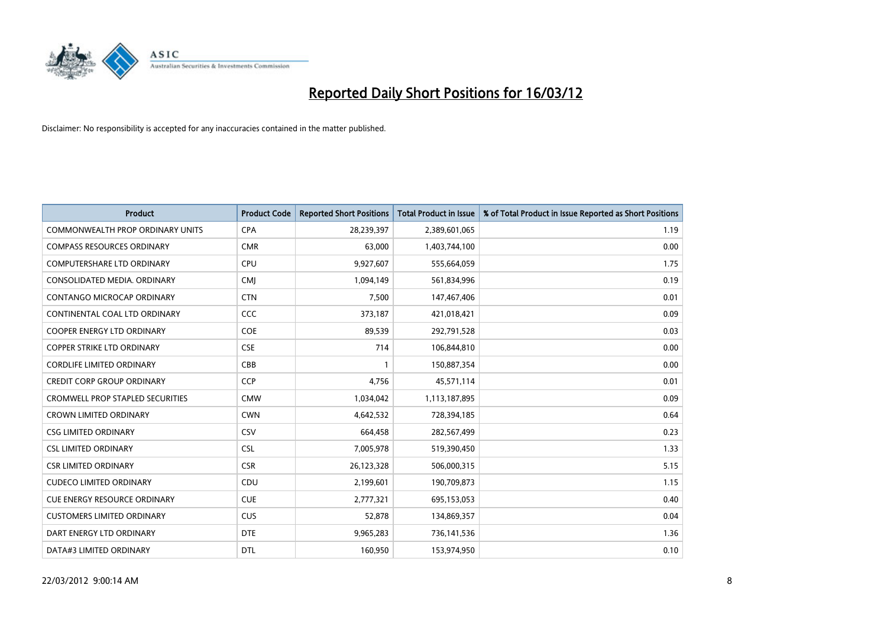# Reported Daily Short Positions for 16/03/12

Disclaimer: No responsibility is accepted for any inaccuracies contained in the matter published.

| Product | Product Code | Reported Short Positions | Total Product in Issue | % of Total Product in Issue Reported as Short Positions |
|---|---|---|---|---|
| COMMONWEALTH PROP ORDINARY UNITS | CPA | 28,239,397 | 2,389,601,065 | 1.19 |
| COMPASS RESOURCES ORDINARY | CMR | 63,000 | 1,403,744,100 | 0.00 |
| COMPUTERSHARE LTD ORDINARY | CPU | 9,927,607 | 555,664,059 | 1.75 |
| CONSOLIDATED MEDIA. ORDINARY | CMJ | 1,094,149 | 561,834,996 | 0.19 |
| CONTANGO MICROCAP ORDINARY | CTN | 7,500 | 147,467,406 | 0.01 |
| CONTINENTAL COAL LTD ORDINARY | CCC | 373,187 | 421,018,421 | 0.09 |
| COOPER ENERGY LTD ORDINARY | COE | 89,539 | 292,791,528 | 0.03 |
| COPPER STRIKE LTD ORDINARY | CSE | 714 | 106,844,810 | 0.00 |
| CORDLIFE LIMITED ORDINARY | CBB | 1 | 150,887,354 | 0.00 |
| CREDIT CORP GROUP ORDINARY | CCP | 4,756 | 45,571,114 | 0.01 |
| CROMWELL PROP STAPLED SECURITIES | CMW | 1,034,042 | 1,113,187,895 | 0.09 |
| CROWN LIMITED ORDINARY | CWN | 4,642,532 | 728,394,185 | 0.64 |
| CSG LIMITED ORDINARY | CSV | 664,458 | 282,567,499 | 0.23 |
| CSL LIMITED ORDINARY | CSL | 7,005,978 | 519,390,450 | 1.33 |
| CSR LIMITED ORDINARY | CSR | 26,123,328 | 506,000,315 | 5.15 |
| CUDECO LIMITED ORDINARY | CDU | 2,199,601 | 190,709,873 | 1.15 |
| CUE ENERGY RESOURCE ORDINARY | CUE | 2,777,321 | 695,153,053 | 0.40 |
| CUSTOMERS LIMITED ORDINARY | CUS | 52,878 | 134,869,357 | 0.04 |
| DART ENERGY LTD ORDINARY | DTE | 9,965,283 | 736,141,536 | 1.36 |
| DATA#3 LIMITED ORDINARY | DTL | 160,950 | 153,974,950 | 0.10 |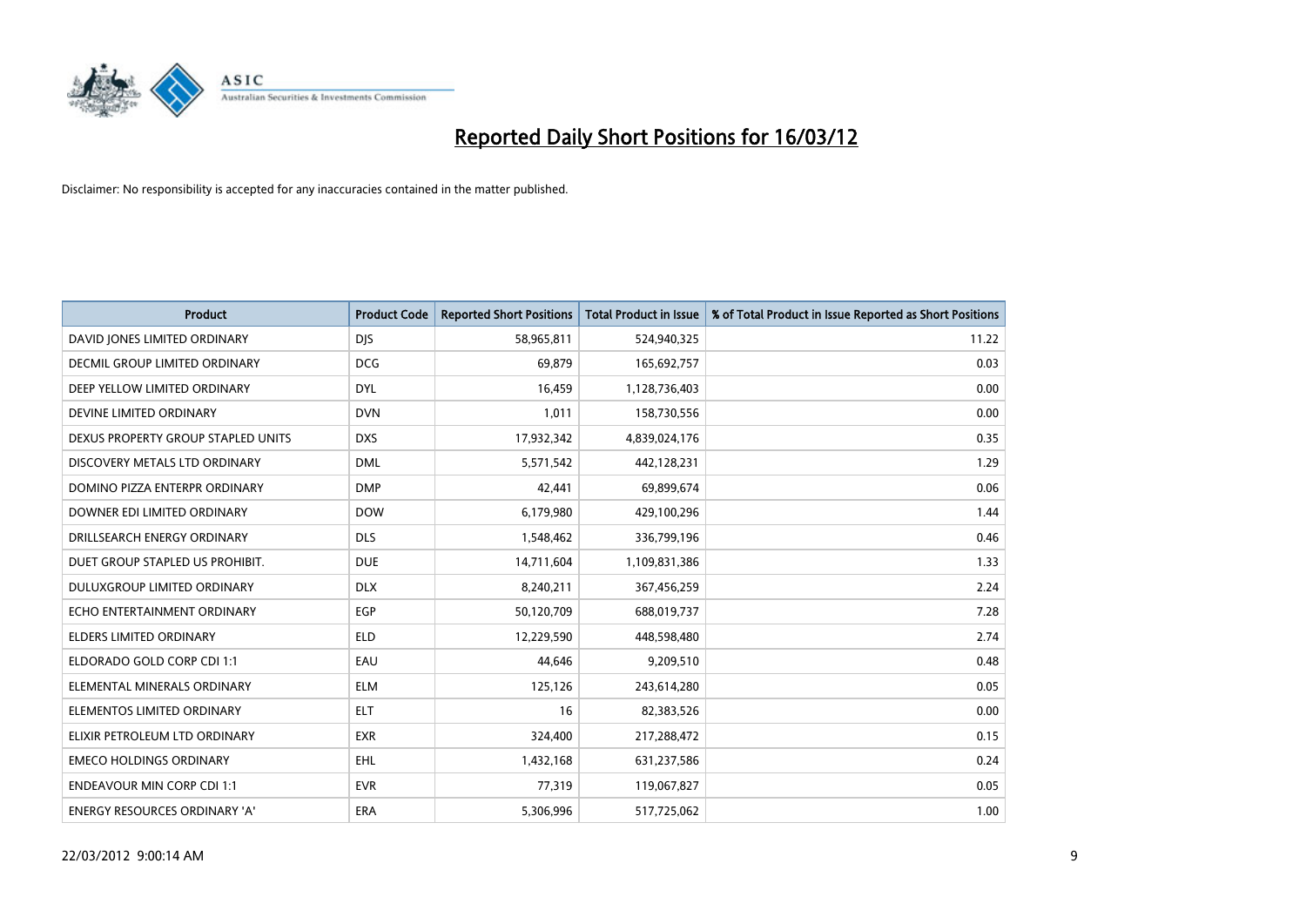# Reported Daily Short Positions for 16/03/12

Disclaimer: No responsibility is accepted for any inaccuracies contained in the matter published.

| Product | Product Code | Reported Short Positions | Total Product in Issue | % of Total Product in Issue Reported as Short Positions |
|---|---|---|---|---|
| DAVID JONES LIMITED ORDINARY | DJS | 58,965,811 | 524,940,325 | 11.22 |
| DECMIL GROUP LIMITED ORDINARY | DCG | 69,879 | 165,692,757 | 0.03 |
| DEEP YELLOW LIMITED ORDINARY | DYL | 16,459 | 1,128,736,403 | 0.00 |
| DEVINE LIMITED ORDINARY | DVN | 1,011 | 158,730,556 | 0.00 |
| DEXUS PROPERTY GROUP STAPLED UNITS | DXS | 17,932,342 | 4,839,024,176 | 0.35 |
| DISCOVERY METALS LTD ORDINARY | DML | 5,571,542 | 442,128,231 | 1.29 |
| DOMINO PIZZA ENTERPR ORDINARY | DMP | 42,441 | 69,899,674 | 0.06 |
| DOWNER EDI LIMITED ORDINARY | DOW | 6,179,980 | 429,100,296 | 1.44 |
| DRILLSEARCH ENERGY ORDINARY | DLS | 1,548,462 | 336,799,196 | 0.46 |
| DUET GROUP STAPLED US PROHIBIT. | DUE | 14,711,604 | 1,109,831,386 | 1.33 |
| DULUXGROUP LIMITED ORDINARY | DLX | 8,240,211 | 367,456,259 | 2.24 |
| ECHO ENTERTAINMENT ORDINARY | EGP | 50,120,709 | 688,019,737 | 7.28 |
| ELDERS LIMITED ORDINARY | ELD | 12,229,590 | 448,598,480 | 2.74 |
| ELDORADO GOLD CORP CDI 1:1 | EAU | 44,646 | 9,209,510 | 0.48 |
| ELEMENTAL MINERALS ORDINARY | ELM | 125,126 | 243,614,280 | 0.05 |
| ELEMENTOS LIMITED ORDINARY | ELT | 16 | 82,383,526 | 0.00 |
| ELIXIR PETROLEUM LTD ORDINARY | EXR | 324,400 | 217,288,472 | 0.15 |
| EMECO HOLDINGS ORDINARY | EHL | 1,432,168 | 631,237,586 | 0.24 |
| ENDEAVOUR MIN CORP CDI 1:1 | EVR | 77,319 | 119,067,827 | 0.05 |
| ENERGY RESOURCES ORDINARY 'A' | ERA | 5,306,996 | 517,725,062 | 1.00 |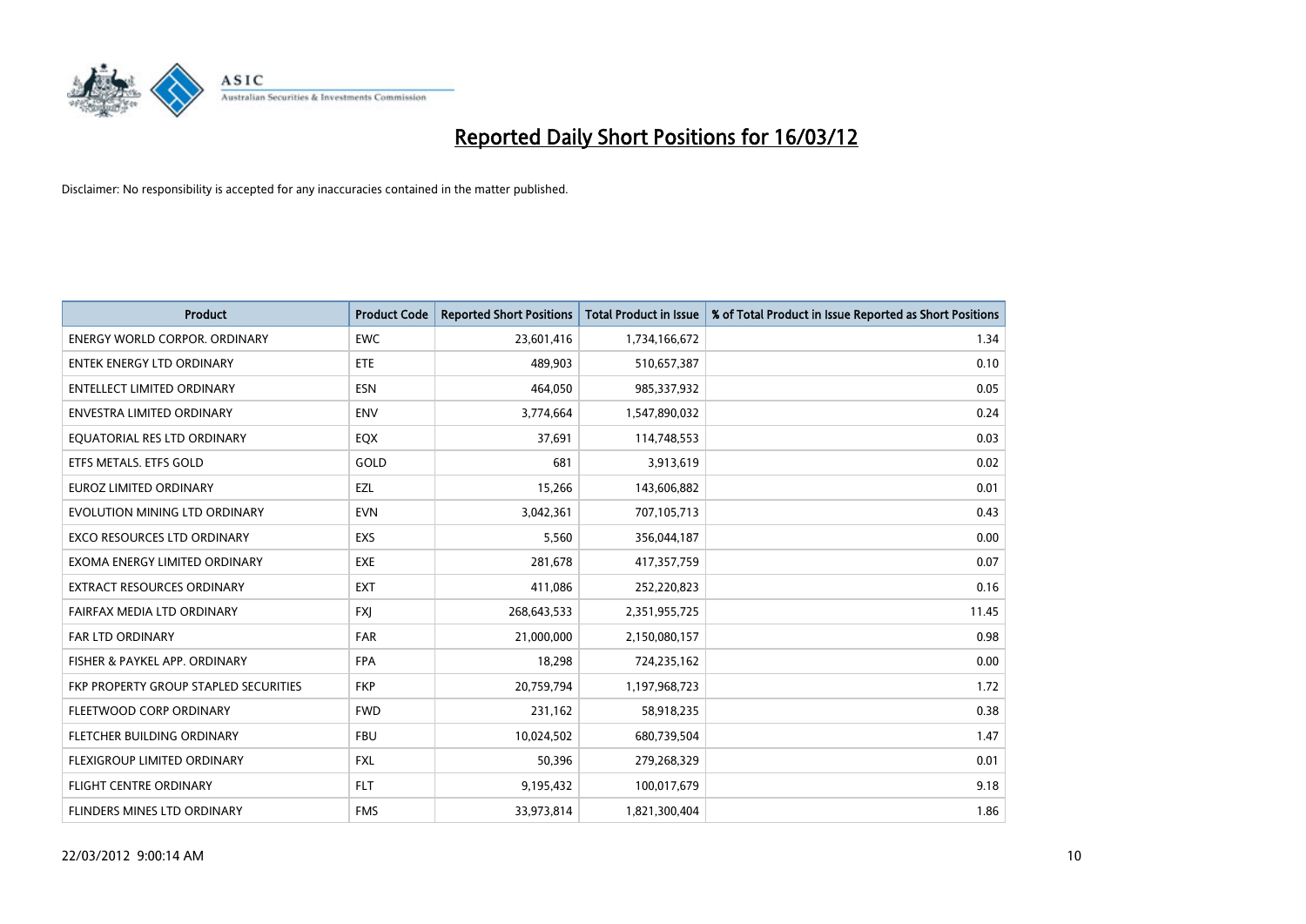# Reported Daily Short Positions for 16/03/12

Disclaimer: No responsibility is accepted for any inaccuracies contained in the matter published.

| Product | Product Code | Reported Short Positions | Total Product in Issue | % of Total Product in Issue Reported as Short Positions |
|---|---|---|---|---|
| ENERGY WORLD CORPOR. ORDINARY | EWC | 23,601,416 | 1,734,166,672 | 1.34 |
| ENTEK ENERGY LTD ORDINARY | ETE | 489,903 | 510,657,387 | 0.10 |
| ENTELLECT LIMITED ORDINARY | ESN | 464,050 | 985,337,932 | 0.05 |
| ENVESTRA LIMITED ORDINARY | ENV | 3,774,664 | 1,547,890,032 | 0.24 |
| EQUATORIAL RES LTD ORDINARY | EQX | 37,691 | 114,748,553 | 0.03 |
| ETFS METALS. ETFS GOLD | GOLD | 681 | 3,913,619 | 0.02 |
| EUROZ LIMITED ORDINARY | EZL | 15,266 | 143,606,882 | 0.01 |
| EVOLUTION MINING LTD ORDINARY | EVN | 3,042,361 | 707,105,713 | 0.43 |
| EXCO RESOURCES LTD ORDINARY | EXS | 5,560 | 356,044,187 | 0.00 |
| EXOMA ENERGY LIMITED ORDINARY | EXE | 281,678 | 417,357,759 | 0.07 |
| EXTRACT RESOURCES ORDINARY | EXT | 411,086 | 252,220,823 | 0.16 |
| FAIRFAX MEDIA LTD ORDINARY | FXJ | 268,643,533 | 2,351,955,725 | 11.45 |
| FAR LTD ORDINARY | FAR | 21,000,000 | 2,150,080,157 | 0.98 |
| FISHER & PAYKEL APP. ORDINARY | FPA | 18,298 | 724,235,162 | 0.00 |
| FKP PROPERTY GROUP STAPLED SECURITIES | FKP | 20,759,794 | 1,197,968,723 | 1.72 |
| FLEETWOOD CORP ORDINARY | FWD | 231,162 | 58,918,235 | 0.38 |
| FLETCHER BUILDING ORDINARY | FBU | 10,024,502 | 680,739,504 | 1.47 |
| FLEXIGROUP LIMITED ORDINARY | FXL | 50,396 | 279,268,329 | 0.01 |
| FLIGHT CENTRE ORDINARY | FLT | 9,195,432 | 100,017,679 | 9.18 |
| FLINDERS MINES LTD ORDINARY | FMS | 33,973,814 | 1,821,300,404 | 1.86 |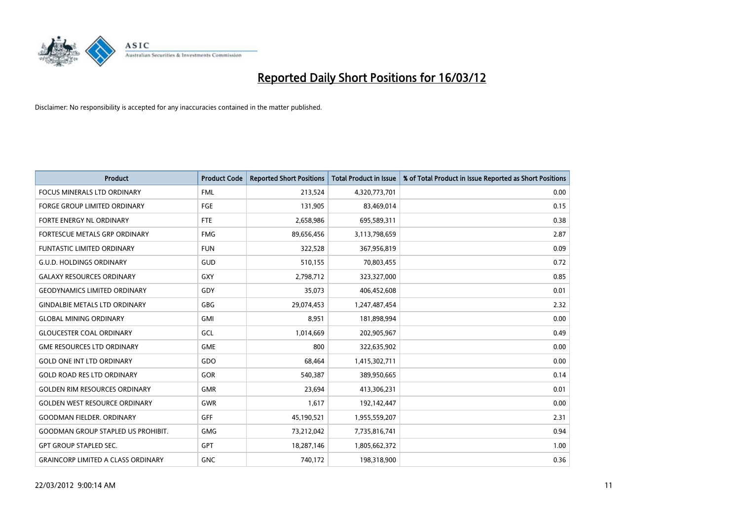# Reported Daily Short Positions for 16/03/12

Disclaimer: No responsibility is accepted for any inaccuracies contained in the matter published.

| Product | Product Code | Reported Short Positions | Total Product in Issue | % of Total Product in Issue Reported as Short Positions |
|---|---|---|---|---|
| FOCUS MINERALS LTD ORDINARY | FML | 213,524 | 4,320,773,701 | 0.00 |
| FORGE GROUP LIMITED ORDINARY | FGE | 131,905 | 83,469,014 | 0.15 |
| FORTE ENERGY NL ORDINARY | FTE | 2,658,986 | 695,589,311 | 0.38 |
| FORTESCUE METALS GRP ORDINARY | FMG | 89,656,456 | 3,113,798,659 | 2.87 |
| FUNTASTIC LIMITED ORDINARY | FUN | 322,528 | 367,956,819 | 0.09 |
| G.U.D. HOLDINGS ORDINARY | GUD | 510,155 | 70,803,455 | 0.72 |
| GALAXY RESOURCES ORDINARY | GXY | 2,798,712 | 323,327,000 | 0.85 |
| GEODYNAMICS LIMITED ORDINARY | GDY | 35,073 | 406,452,608 | 0.01 |
| GINDALBIE METALS LTD ORDINARY | GBG | 29,074,453 | 1,247,487,454 | 2.32 |
| GLOBAL MINING ORDINARY | GMI | 8,951 | 181,898,994 | 0.00 |
| GLOUCESTER COAL ORDINARY | GCL | 1,014,669 | 202,905,967 | 0.49 |
| GME RESOURCES LTD ORDINARY | GME | 800 | 322,635,902 | 0.00 |
| GOLD ONE INT LTD ORDINARY | GDO | 68,464 | 1,415,302,711 | 0.00 |
| GOLD ROAD RES LTD ORDINARY | GOR | 540,387 | 389,950,665 | 0.14 |
| GOLDEN RIM RESOURCES ORDINARY | GMR | 23,694 | 413,306,231 | 0.01 |
| GOLDEN WEST RESOURCE ORDINARY | GWR | 1,617 | 192,142,447 | 0.00 |
| GOODMAN FIELDER. ORDINARY | GFF | 45,190,521 | 1,955,559,207 | 2.31 |
| GOODMAN GROUP STAPLED US PROHIBIT. | GMG | 73,212,042 | 7,735,816,741 | 0.94 |
| GPT GROUP STAPLED SEC. | GPT | 18,287,146 | 1,805,662,372 | 1.00 |
| GRAINCORP LIMITED A CLASS ORDINARY | GNC | 740,172 | 198,318,900 | 0.36 |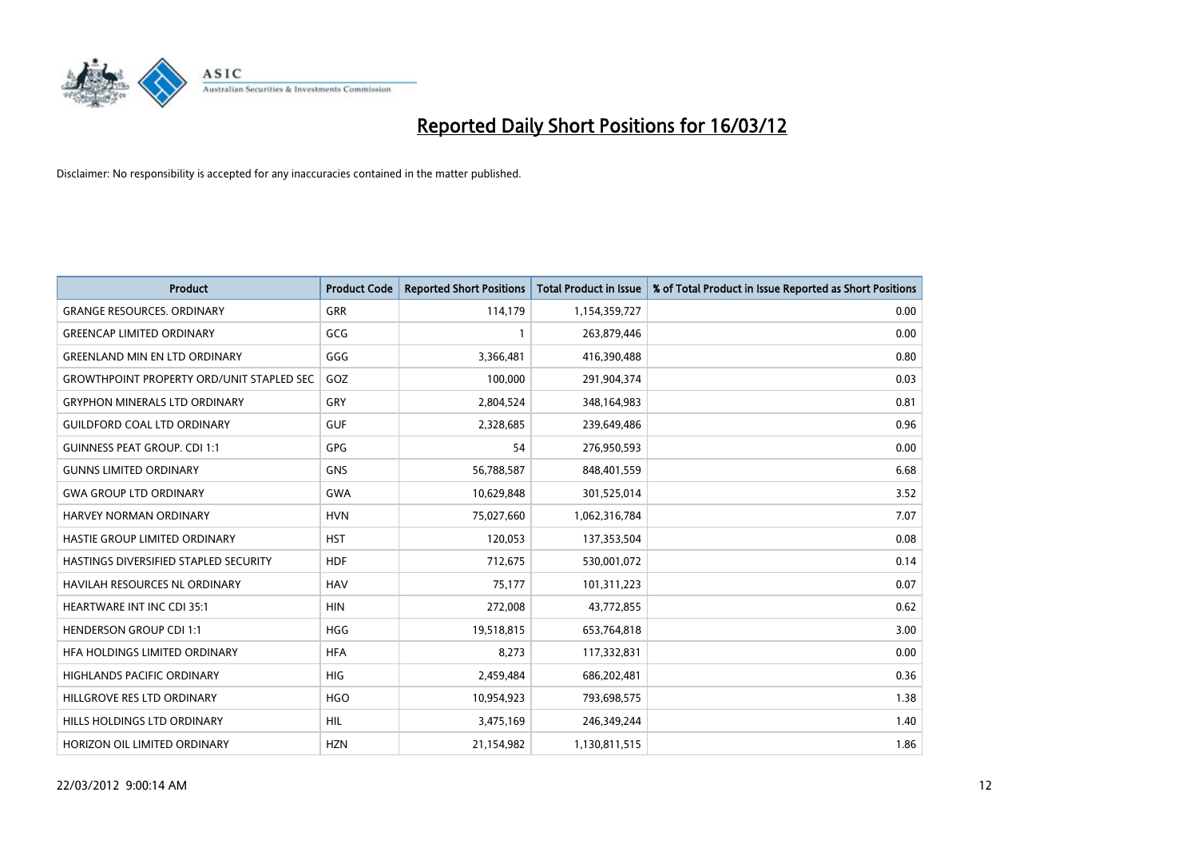# Reported Daily Short Positions for 16/03/12

Disclaimer: No responsibility is accepted for any inaccuracies contained in the matter published.

| Product | Product Code | Reported Short Positions | Total Product in Issue | % of Total Product in Issue Reported as Short Positions |
|---|---|---|---|---|
| GRANGE RESOURCES. ORDINARY | GRR | 114,179 | 1,154,359,727 | 0.00 |
| GREENCAP LIMITED ORDINARY | GCG | 1 | 263,879,446 | 0.00 |
| GREENLAND MIN EN LTD ORDINARY | GGG | 3,366,481 | 416,390,488 | 0.80 |
| GROWTHPOINT PROPERTY ORD/UNIT STAPLED SEC | GOZ | 100,000 | 291,904,374 | 0.03 |
| GRYPHON MINERALS LTD ORDINARY | GRY | 2,804,524 | 348,164,983 | 0.81 |
| GUILDFORD COAL LTD ORDINARY | GUF | 2,328,685 | 239,649,486 | 0.96 |
| GUINNESS PEAT GROUP. CDI 1:1 | GPG | 54 | 276,950,593 | 0.00 |
| GUNNS LIMITED ORDINARY | GNS | 56,788,587 | 848,401,559 | 6.68 |
| GWA GROUP LTD ORDINARY | GWA | 10,629,848 | 301,525,014 | 3.52 |
| HARVEY NORMAN ORDINARY | HVN | 75,027,660 | 1,062,316,784 | 7.07 |
| HASTIE GROUP LIMITED ORDINARY | HST | 120,053 | 137,353,504 | 0.08 |
| HASTINGS DIVERSIFIED STAPLED SECURITY | HDF | 712,675 | 530,001,072 | 0.14 |
| HAVILAH RESOURCES NL ORDINARY | HAV | 75,177 | 101,311,223 | 0.07 |
| HEARTWARE INT INC CDI 35:1 | HIN | 272,008 | 43,772,855 | 0.62 |
| HENDERSON GROUP CDI 1:1 | HGG | 19,518,815 | 653,764,818 | 3.00 |
| HFA HOLDINGS LIMITED ORDINARY | HFA | 8,273 | 117,332,831 | 0.00 |
| HIGHLANDS PACIFIC ORDINARY | HIG | 2,459,484 | 686,202,481 | 0.36 |
| HILLGROVE RES LTD ORDINARY | HGO | 10,954,923 | 793,698,575 | 1.38 |
| HILLS HOLDINGS LTD ORDINARY | HIL | 3,475,169 | 246,349,244 | 1.40 |
| HORIZON OIL LIMITED ORDINARY | HZN | 21,154,982 | 1,130,811,515 | 1.86 |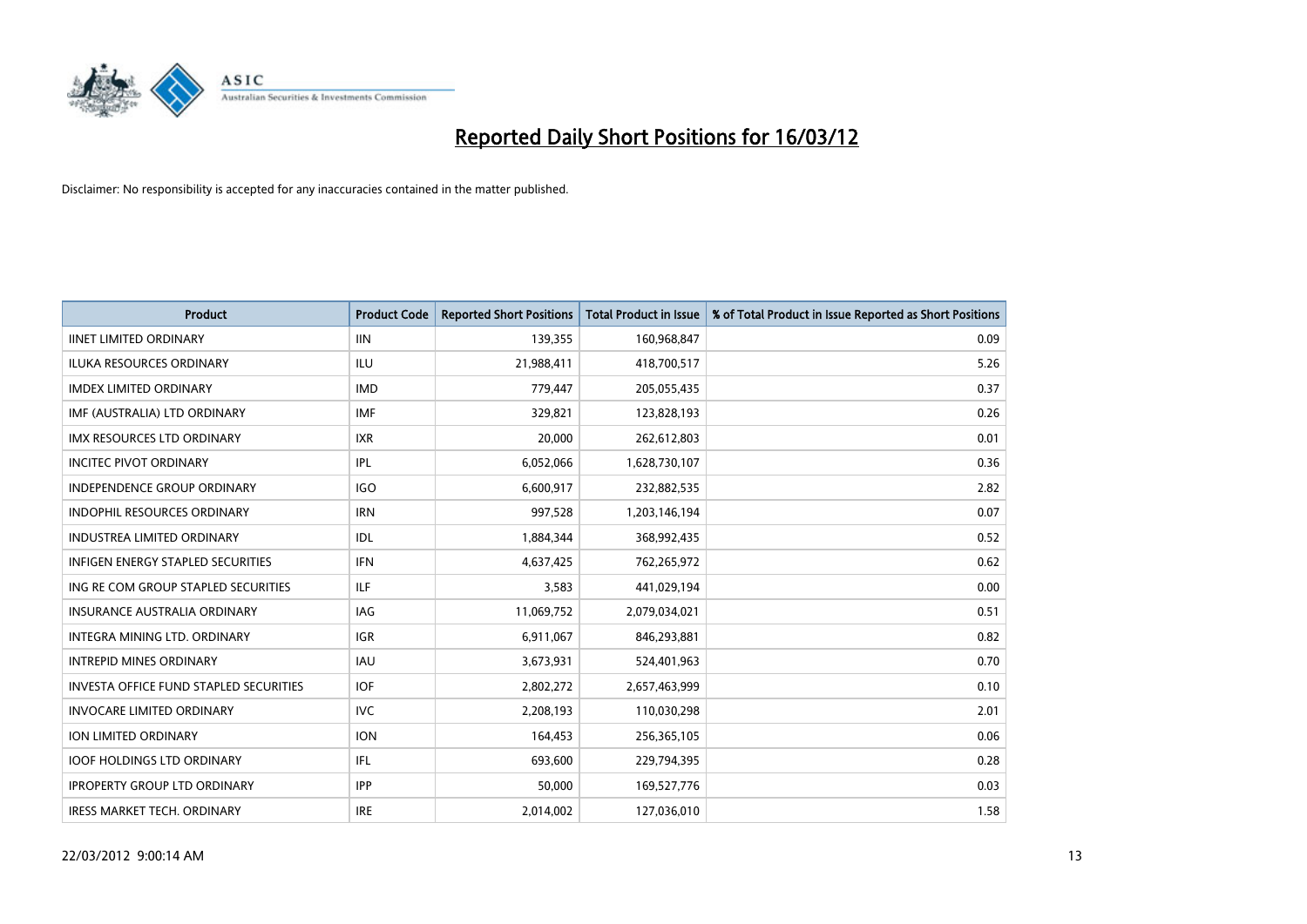# Reported Daily Short Positions for 16/03/12

Disclaimer: No responsibility is accepted for any inaccuracies contained in the matter published.

| Product | Product Code | Reported Short Positions | Total Product in Issue | % of Total Product in Issue Reported as Short Positions |
|---|---|---|---|---|
| IINET LIMITED ORDINARY | IIN | 139,355 | 160,968,847 | 0.09 |
| ILUKA RESOURCES ORDINARY | ILU | 21,988,411 | 418,700,517 | 5.26 |
| IMDEX LIMITED ORDINARY | IMD | 779,447 | 205,055,435 | 0.37 |
| IMF (AUSTRALIA) LTD ORDINARY | IMF | 329,821 | 123,828,193 | 0.26 |
| IMX RESOURCES LTD ORDINARY | IXR | 20,000 | 262,612,803 | 0.01 |
| INCITEC PIVOT ORDINARY | IPL | 6,052,066 | 1,628,730,107 | 0.36 |
| INDEPENDENCE GROUP ORDINARY | IGO | 6,600,917 | 232,882,535 | 2.82 |
| INDOPHIL RESOURCES ORDINARY | IRN | 997,528 | 1,203,146,194 | 0.07 |
| INDUSTREA LIMITED ORDINARY | IDL | 1,884,344 | 368,992,435 | 0.52 |
| INFIGEN ENERGY STAPLED SECURITIES | IFN | 4,637,425 | 762,265,972 | 0.62 |
| ING RE COM GROUP STAPLED SECURITIES | ILF | 3,583 | 441,029,194 | 0.00 |
| INSURANCE AUSTRALIA ORDINARY | IAG | 11,069,752 | 2,079,034,021 | 0.51 |
| INTEGRA MINING LTD. ORDINARY | IGR | 6,911,067 | 846,293,881 | 0.82 |
| INTREPID MINES ORDINARY | IAU | 3,673,931 | 524,401,963 | 0.70 |
| INVESTA OFFICE FUND STAPLED SECURITIES | IOF | 2,802,272 | 2,657,463,999 | 0.10 |
| INVOCARE LIMITED ORDINARY | IVC | 2,208,193 | 110,030,298 | 2.01 |
| ION LIMITED ORDINARY | ION | 164,453 | 256,365,105 | 0.06 |
| IOOF HOLDINGS LTD ORDINARY | IFL | 693,600 | 229,794,395 | 0.28 |
| IPROPERTY GROUP LTD ORDINARY | IPP | 50,000 | 169,527,776 | 0.03 |
| IRESS MARKET TECH. ORDINARY | IRE | 2,014,002 | 127,036,010 | 1.58 |

22/03/2012 9:00:14 AM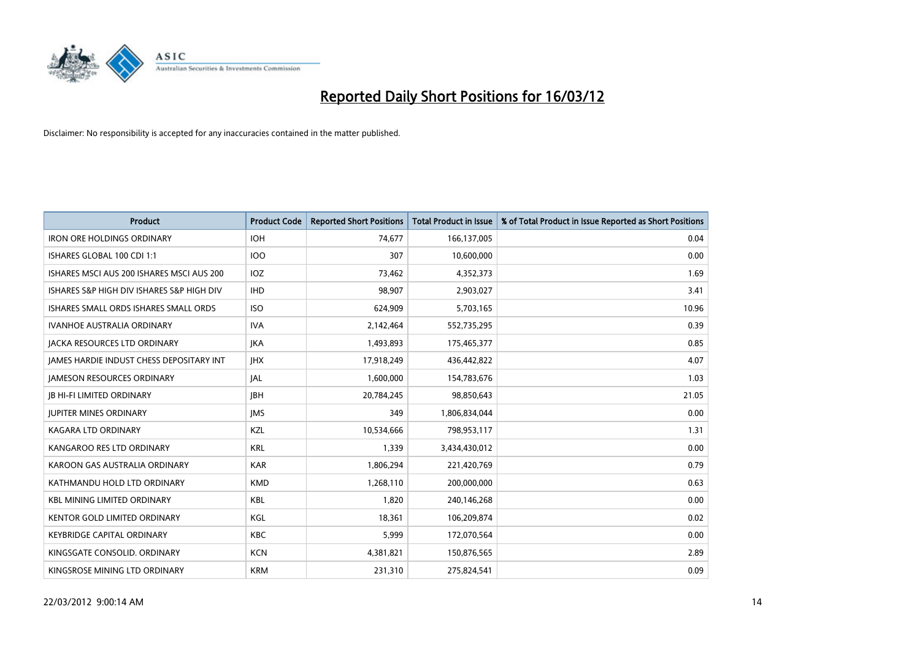# Reported Daily Short Positions for 16/03/12

Disclaimer: No responsibility is accepted for any inaccuracies contained in the matter published.

| Product | Product Code | Reported Short Positions | Total Product in Issue | % of Total Product in Issue Reported as Short Positions |
|---|---|---|---|---|
| IRON ORE HOLDINGS ORDINARY | IOH | 74,677 | 166,137,005 | 0.04 |
| ISHARES GLOBAL 100 CDI 1:1 | IOO | 307 | 10,600,000 | 0.00 |
| ISHARES MSCI AUS 200 ISHARES MSCI AUS 200 | IOZ | 73,462 | 4,352,373 | 1.69 |
| ISHARES S&P HIGH DIV ISHARES S&P HIGH DIV | IHD | 98,907 | 2,903,027 | 3.41 |
| ISHARES SMALL ORDS ISHARES SMALL ORDS | ISO | 624,909 | 5,703,165 | 10.96 |
| IVANHOE AUSTRALIA ORDINARY | IVA | 2,142,464 | 552,735,295 | 0.39 |
| JACKA RESOURCES LTD ORDINARY | JKA | 1,493,893 | 175,465,377 | 0.85 |
| JAMES HARDIE INDUST CHESS DEPOSITARY INT | JHX | 17,918,249 | 436,442,822 | 4.07 |
| JAMESON RESOURCES ORDINARY | JAL | 1,600,000 | 154,783,676 | 1.03 |
| JB HI-FI LIMITED ORDINARY | JBH | 20,784,245 | 98,850,643 | 21.05 |
| JUPITER MINES ORDINARY | JMS | 349 | 1,806,834,044 | 0.00 |
| KAGARA LTD ORDINARY | KZL | 10,534,666 | 798,953,117 | 1.31 |
| KANGAROO RES LTD ORDINARY | KRL | 1,339 | 3,434,430,012 | 0.00 |
| KAROON GAS AUSTRALIA ORDINARY | KAR | 1,806,294 | 221,420,769 | 0.79 |
| KATHMANDU HOLD LTD ORDINARY | KMD | 1,268,110 | 200,000,000 | 0.63 |
| KBL MINING LIMITED ORDINARY | KBL | 1,820 | 240,146,268 | 0.00 |
| KENTOR GOLD LIMITED ORDINARY | KGL | 18,361 | 106,209,874 | 0.02 |
| KEYBRIDGE CAPITAL ORDINARY | KBC | 5,999 | 172,070,564 | 0.00 |
| KINGSGATE CONSOLID. ORDINARY | KCN | 4,381,821 | 150,876,565 | 2.89 |
| KINGSROSE MINING LTD ORDINARY | KRM | 231,310 | 275,824,541 | 0.09 |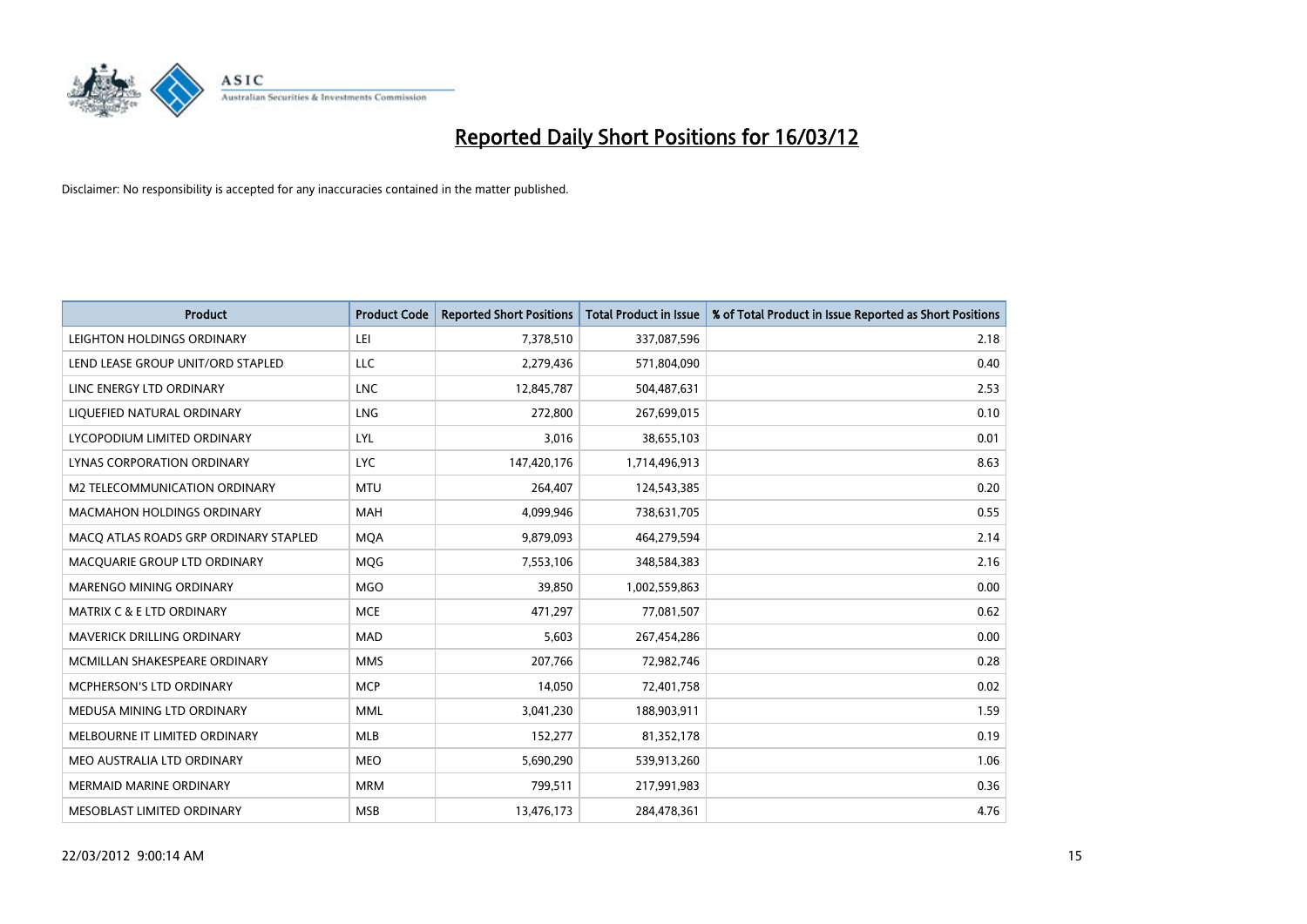# Reported Daily Short Positions for 16/03/12

Disclaimer: No responsibility is accepted for any inaccuracies contained in the matter published.

| Product | Product Code | Reported Short Positions | Total Product in Issue | % of Total Product in Issue Reported as Short Positions |
|---|---|---|---|---|
| LEIGHTON HOLDINGS ORDINARY | LEI | 7,378,510 | 337,087,596 | 2.18 |
| LEND LEASE GROUP UNIT/ORD STAPLED | LLC | 2,279,436 | 571,804,090 | 0.40 |
| LINC ENERGY LTD ORDINARY | LNC | 12,845,787 | 504,487,631 | 2.53 |
| LIQUEFIED NATURAL ORDINARY | LNG | 272,800 | 267,699,015 | 0.10 |
| LYCOPODIUM LIMITED ORDINARY | LYL | 3,016 | 38,655,103 | 0.01 |
| LYNAS CORPORATION ORDINARY | LYC | 147,420,176 | 1,714,496,913 | 8.63 |
| M2 TELECOMMUNICATION ORDINARY | MTU | 264,407 | 124,543,385 | 0.20 |
| MACMAHON HOLDINGS ORDINARY | MAH | 4,099,946 | 738,631,705 | 0.55 |
| MACQ ATLAS ROADS GRP ORDINARY STAPLED | MQA | 9,879,093 | 464,279,594 | 2.14 |
| MACQUARIE GROUP LTD ORDINARY | MQG | 7,553,106 | 348,584,383 | 2.16 |
| MARENGO MINING ORDINARY | MGO | 39,850 | 1,002,559,863 | 0.00 |
| MATRIX C & E LTD ORDINARY | MCE | 471,297 | 77,081,507 | 0.62 |
| MAVERICK DRILLING ORDINARY | MAD | 5,603 | 267,454,286 | 0.00 |
| MCMILLAN SHAKESPEARE ORDINARY | MMS | 207,766 | 72,982,746 | 0.28 |
| MCPHERSON'S LTD ORDINARY | MCP | 14,050 | 72,401,758 | 0.02 |
| MEDUSA MINING LTD ORDINARY | MML | 3,041,230 | 188,903,911 | 1.59 |
| MELBOURNE IT LIMITED ORDINARY | MLB | 152,277 | 81,352,178 | 0.19 |
| MEO AUSTRALIA LTD ORDINARY | MEO | 5,690,290 | 539,913,260 | 1.06 |
| MERMAID MARINE ORDINARY | MRM | 799,511 | 217,991,983 | 0.36 |
| MESOBLAST LIMITED ORDINARY | MSB | 13,476,173 | 284,478,361 | 4.76 |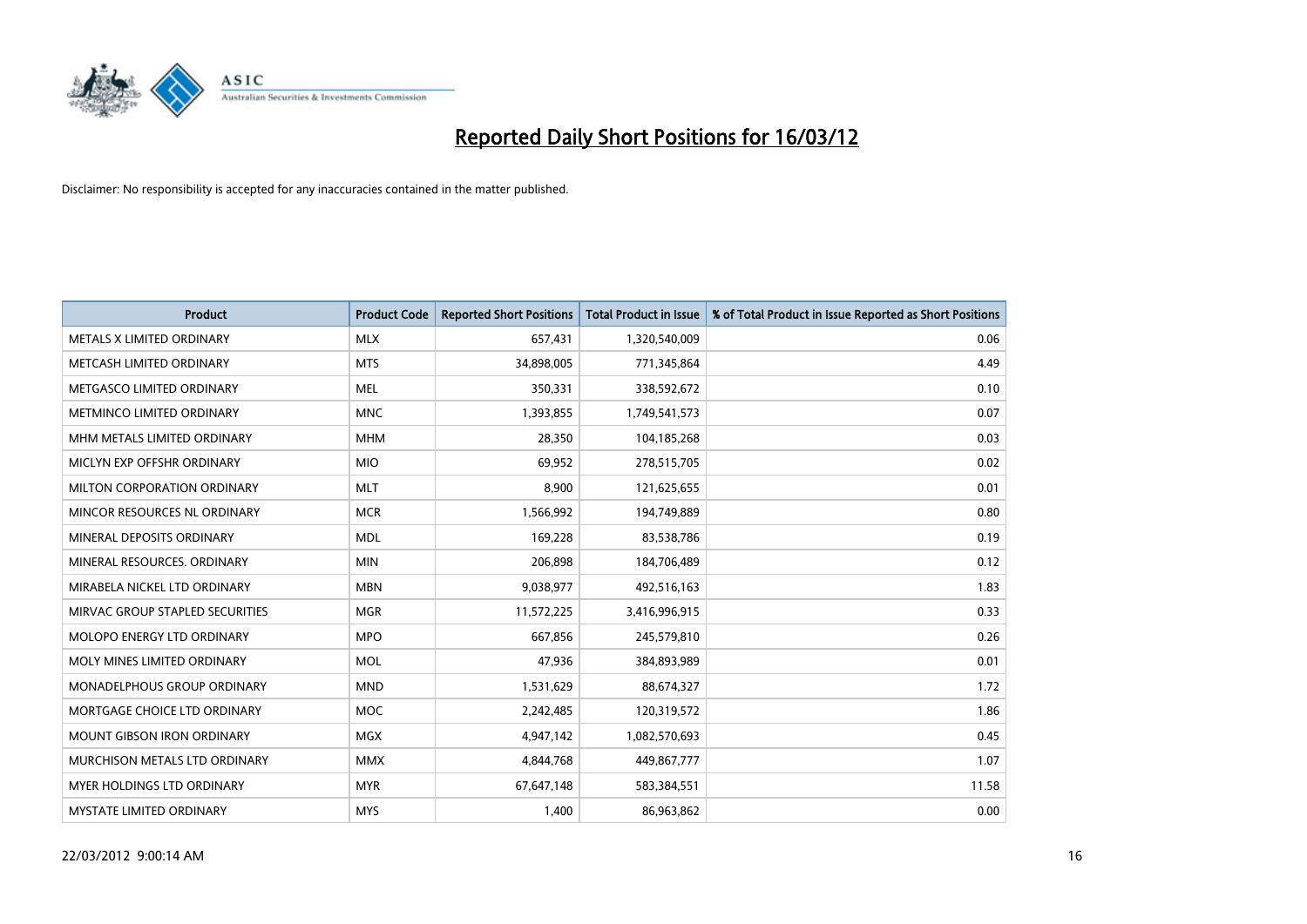# Reported Daily Short Positions for 16/03/12

Disclaimer: No responsibility is accepted for any inaccuracies contained in the matter published.

| Product | Product Code | Reported Short Positions | Total Product in Issue | % of Total Product in Issue Reported as Short Positions |
|---|---|---|---|---|
| METALS X LIMITED ORDINARY | MLX | 657,431 | 1,320,540,009 | 0.06 |
| METCASH LIMITED ORDINARY | MTS | 34,898,005 | 771,345,864 | 4.49 |
| METGASCO LIMITED ORDINARY | MEL | 350,331 | 338,592,672 | 0.10 |
| METMINCO LIMITED ORDINARY | MNC | 1,393,855 | 1,749,541,573 | 0.07 |
| MHM METALS LIMITED ORDINARY | MHM | 28,350 | 104,185,268 | 0.03 |
| MICLYN EXP OFFSHR ORDINARY | MIO | 69,952 | 278,515,705 | 0.02 |
| MILTON CORPORATION ORDINARY | MLT | 8,900 | 121,625,655 | 0.01 |
| MINCOR RESOURCES NL ORDINARY | MCR | 1,566,992 | 194,749,889 | 0.80 |
| MINERAL DEPOSITS ORDINARY | MDL | 169,228 | 83,538,786 | 0.19 |
| MINERAL RESOURCES. ORDINARY | MIN | 206,898 | 184,706,489 | 0.12 |
| MIRABELA NICKEL LTD ORDINARY | MBN | 9,038,977 | 492,516,163 | 1.83 |
| MIRVAC GROUP STAPLED SECURITIES | MGR | 11,572,225 | 3,416,996,915 | 0.33 |
| MOLOPO ENERGY LTD ORDINARY | MPO | 667,856 | 245,579,810 | 0.26 |
| MOLY MINES LIMITED ORDINARY | MOL | 47,936 | 384,893,989 | 0.01 |
| MONADELPHOUS GROUP ORDINARY | MND | 1,531,629 | 88,674,327 | 1.72 |
| MORTGAGE CHOICE LTD ORDINARY | MOC | 2,242,485 | 120,319,572 | 1.86 |
| MOUNT GIBSON IRON ORDINARY | MGX | 4,947,142 | 1,082,570,693 | 0.45 |
| MURCHISON METALS LTD ORDINARY | MMX | 4,844,768 | 449,867,777 | 1.07 |
| MYER HOLDINGS LTD ORDINARY | MYR | 67,647,148 | 583,384,551 | 11.58 |
| MYSTATE LIMITED ORDINARY | MYS | 1,400 | 86,963,862 | 0.00 |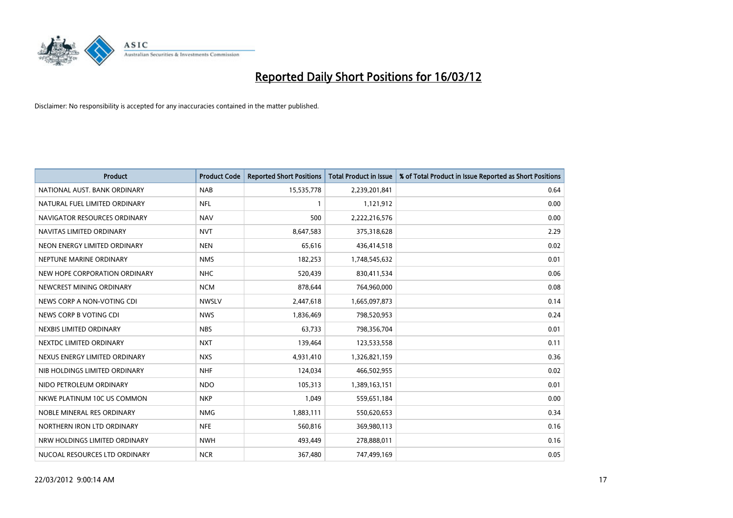# Reported Daily Short Positions for 16/03/12

Disclaimer: No responsibility is accepted for any inaccuracies contained in the matter published.

| Product | Product Code | Reported Short Positions | Total Product in Issue | % of Total Product in Issue Reported as Short Positions |
|---|---|---|---|---|
| NATIONAL AUST. BANK ORDINARY | NAB | 15,535,778 | 2,239,201,841 | 0.64 |
| NATURAL FUEL LIMITED ORDINARY | NFL | 1 | 1,121,912 | 0.00 |
| NAVIGATOR RESOURCES ORDINARY | NAV | 500 | 2,222,216,576 | 0.00 |
| NAVITAS LIMITED ORDINARY | NVT | 8,647,583 | 375,318,628 | 2.29 |
| NEON ENERGY LIMITED ORDINARY | NEN | 65,616 | 436,414,518 | 0.02 |
| NEPTUNE MARINE ORDINARY | NMS | 182,253 | 1,748,545,632 | 0.01 |
| NEW HOPE CORPORATION ORDINARY | NHC | 520,439 | 830,411,534 | 0.06 |
| NEWCREST MINING ORDINARY | NCM | 878,644 | 764,960,000 | 0.08 |
| NEWS CORP A NON-VOTING CDI | NWSLV | 2,447,618 | 1,665,097,873 | 0.14 |
| NEWS CORP B VOTING CDI | NWS | 1,836,469 | 798,520,953 | 0.24 |
| NEXBIS LIMITED ORDINARY | NBS | 63,733 | 798,356,704 | 0.01 |
| NEXTDC LIMITED ORDINARY | NXT | 139,464 | 123,533,558 | 0.11 |
| NEXUS ENERGY LIMITED ORDINARY | NXS | 4,931,410 | 1,326,821,159 | 0.36 |
| NIB HOLDINGS LIMITED ORDINARY | NHF | 124,034 | 466,502,955 | 0.02 |
| NIDO PETROLEUM ORDINARY | NDO | 105,313 | 1,389,163,151 | 0.01 |
| NKWE PLATINUM 10C US COMMON | NKP | 1,049 | 559,651,184 | 0.00 |
| NOBLE MINERAL RES ORDINARY | NMG | 1,883,111 | 550,620,653 | 0.34 |
| NORTHERN IRON LTD ORDINARY | NFE | 560,816 | 369,980,113 | 0.16 |
| NRW HOLDINGS LIMITED ORDINARY | NWH | 493,449 | 278,888,011 | 0.16 |
| NUCOAL RESOURCES LTD ORDINARY | NCR | 367,480 | 747,499,169 | 0.05 |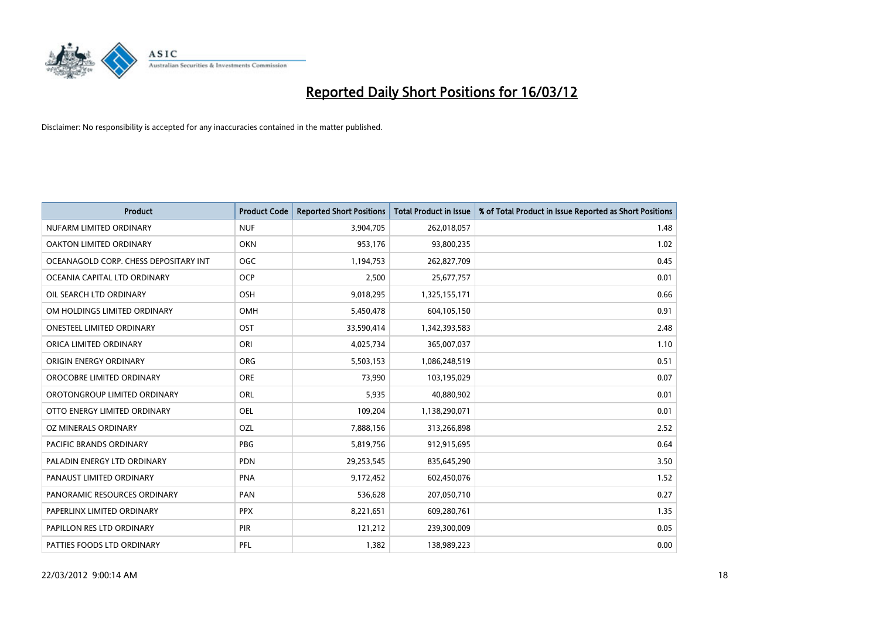# Reported Daily Short Positions for 16/03/12

Disclaimer: No responsibility is accepted for any inaccuracies contained in the matter published.

| Product | Product Code | Reported Short Positions | Total Product in Issue | % of Total Product in Issue Reported as Short Positions |
|---|---|---|---|---|
| NUFARM LIMITED ORDINARY | NUF | 3,904,705 | 262,018,057 | 1.48 |
| OAKTON LIMITED ORDINARY | OKN | 953,176 | 93,800,235 | 1.02 |
| OCEANAGOLD CORP. CHESS DEPOSITARY INT | OGC | 1,194,753 | 262,827,709 | 0.45 |
| OCEANIA CAPITAL LTD ORDINARY | OCP | 2,500 | 25,677,757 | 0.01 |
| OIL SEARCH LTD ORDINARY | OSH | 9,018,295 | 1,325,155,171 | 0.66 |
| OM HOLDINGS LIMITED ORDINARY | OMH | 5,450,478 | 604,105,150 | 0.91 |
| ONESTEEL LIMITED ORDINARY | OST | 33,590,414 | 1,342,393,583 | 2.48 |
| ORICA LIMITED ORDINARY | ORI | 4,025,734 | 365,007,037 | 1.10 |
| ORIGIN ENERGY ORDINARY | ORG | 5,503,153 | 1,086,248,519 | 0.51 |
| OROCOBRE LIMITED ORDINARY | ORE | 73,990 | 103,195,029 | 0.07 |
| OROTONGROUP LIMITED ORDINARY | ORL | 5,935 | 40,880,902 | 0.01 |
| OTTO ENERGY LIMITED ORDINARY | OEL | 109,204 | 1,138,290,071 | 0.01 |
| OZ MINERALS ORDINARY | OZL | 7,888,156 | 313,266,898 | 2.52 |
| PACIFIC BRANDS ORDINARY | PBG | 5,819,756 | 912,915,695 | 0.64 |
| PALADIN ENERGY LTD ORDINARY | PDN | 29,253,545 | 835,645,290 | 3.50 |
| PANAUST LIMITED ORDINARY | PNA | 9,172,452 | 602,450,076 | 1.52 |
| PANORAMIC RESOURCES ORDINARY | PAN | 536,628 | 207,050,710 | 0.27 |
| PAPERLINX LIMITED ORDINARY | PPX | 8,221,651 | 609,280,761 | 1.35 |
| PAPILLON RES LTD ORDINARY | PIR | 121,212 | 239,300,009 | 0.05 |
| PATTIES FOODS LTD ORDINARY | PFL | 1,382 | 138,989,223 | 0.00 |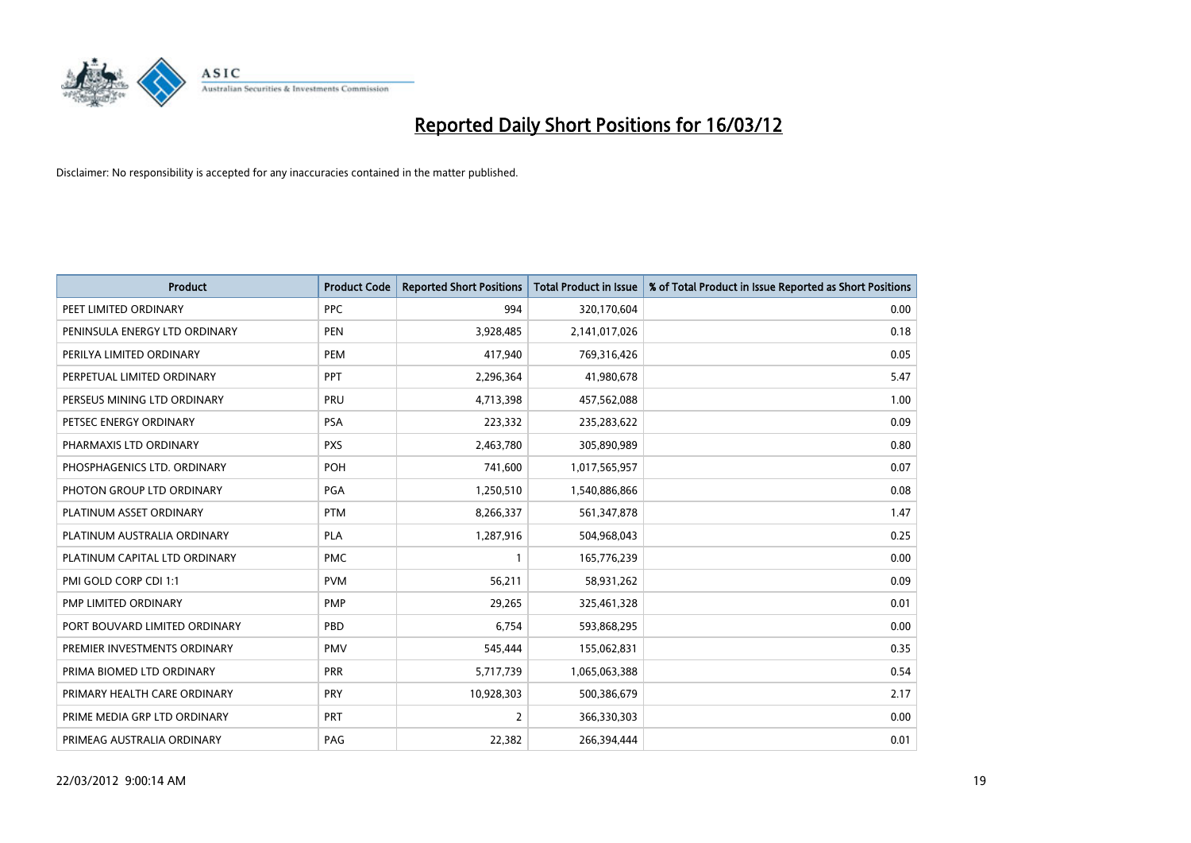# Reported Daily Short Positions for 16/03/12

Disclaimer: No responsibility is accepted for any inaccuracies contained in the matter published.

| Product | Product Code | Reported Short Positions | Total Product in Issue | % of Total Product in Issue Reported as Short Positions |
|---|---|---|---|---|
| PEET LIMITED ORDINARY | PPC | 994 | 320,170,604 | 0.00 |
| PENINSULA ENERGY LTD ORDINARY | PEN | 3,928,485 | 2,141,017,026 | 0.18 |
| PERILYA LIMITED ORDINARY | PEM | 417,940 | 769,316,426 | 0.05 |
| PERPETUAL LIMITED ORDINARY | PPT | 2,296,364 | 41,980,678 | 5.47 |
| PERSEUS MINING LTD ORDINARY | PRU | 4,713,398 | 457,562,088 | 1.00 |
| PETSEC ENERGY ORDINARY | PSA | 223,332 | 235,283,622 | 0.09 |
| PHARMAXIS LTD ORDINARY | PXS | 2,463,780 | 305,890,989 | 0.80 |
| PHOSPHAGENICS LTD. ORDINARY | POH | 741,600 | 1,017,565,957 | 0.07 |
| PHOTON GROUP LTD ORDINARY | PGA | 1,250,510 | 1,540,886,866 | 0.08 |
| PLATINUM ASSET ORDINARY | PTM | 8,266,337 | 561,347,878 | 1.47 |
| PLATINUM AUSTRALIA ORDINARY | PLA | 1,287,916 | 504,968,043 | 0.25 |
| PLATINUM CAPITAL LTD ORDINARY | PMC | 1 | 165,776,239 | 0.00 |
| PMI GOLD CORP CDI 1:1 | PVM | 56,211 | 58,931,262 | 0.09 |
| PMP LIMITED ORDINARY | PMP | 29,265 | 325,461,328 | 0.01 |
| PORT BOUVARD LIMITED ORDINARY | PBD | 6,754 | 593,868,295 | 0.00 |
| PREMIER INVESTMENTS ORDINARY | PMV | 545,444 | 155,062,831 | 0.35 |
| PRIMA BIOMED LTD ORDINARY | PRR | 5,717,739 | 1,065,063,388 | 0.54 |
| PRIMARY HEALTH CARE ORDINARY | PRY | 10,928,303 | 500,386,679 | 2.17 |
| PRIME MEDIA GRP LTD ORDINARY | PRT | 2 | 366,330,303 | 0.00 |
| PRIMEAG AUSTRALIA ORDINARY | PAG | 22,382 | 266,394,444 | 0.01 |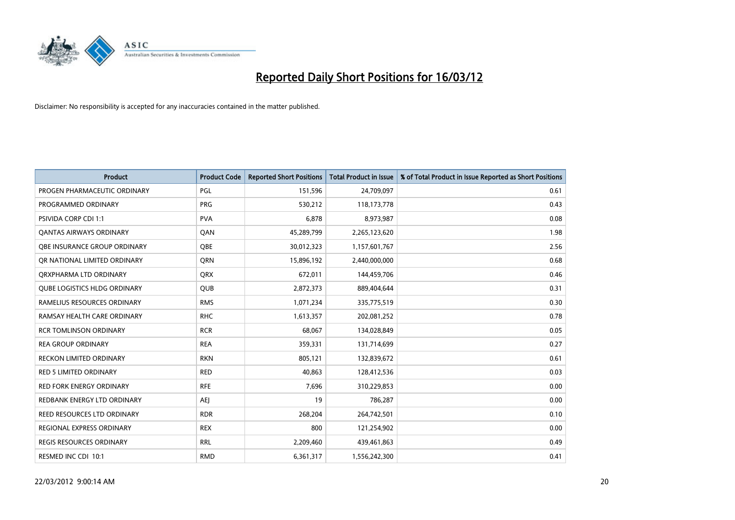# Reported Daily Short Positions for 16/03/12

Disclaimer: No responsibility is accepted for any inaccuracies contained in the matter published.

| Product | Product Code | Reported Short Positions | Total Product in Issue | % of Total Product in Issue Reported as Short Positions |
|---|---|---|---|---|
| PROGEN PHARMACEUTIC ORDINARY | PGL | 151,596 | 24,709,097 | 0.61 |
| PROGRAMMED ORDINARY | PRG | 530,212 | 118,173,778 | 0.43 |
| PSIVIDA CORP CDI 1:1 | PVA | 6,878 | 8,973,987 | 0.08 |
| QANTAS AIRWAYS ORDINARY | QAN | 45,289,799 | 2,265,123,620 | 1.98 |
| QBE INSURANCE GROUP ORDINARY | QBE | 30,012,323 | 1,157,601,767 | 2.56 |
| QR NATIONAL LIMITED ORDINARY | QRN | 15,896,192 | 2,440,000,000 | 0.68 |
| QRXPHARMA LTD ORDINARY | QRX | 672,011 | 144,459,706 | 0.46 |
| QUBE LOGISTICS HLDG ORDINARY | QUB | 2,872,373 | 889,404,644 | 0.31 |
| RAMELIUS RESOURCES ORDINARY | RMS | 1,071,234 | 335,775,519 | 0.30 |
| RAMSAY HEALTH CARE ORDINARY | RHC | 1,613,357 | 202,081,252 | 0.78 |
| RCR TOMLINSON ORDINARY | RCR | 68,067 | 134,028,849 | 0.05 |
| REA GROUP ORDINARY | REA | 359,331 | 131,714,699 | 0.27 |
| RECKON LIMITED ORDINARY | RKN | 805,121 | 132,839,672 | 0.61 |
| RED 5 LIMITED ORDINARY | RED | 40,863 | 128,412,536 | 0.03 |
| RED FORK ENERGY ORDINARY | RFE | 7,696 | 310,229,853 | 0.00 |
| REDBANK ENERGY LTD ORDINARY | AEJ | 19 | 786,287 | 0.00 |
| REED RESOURCES LTD ORDINARY | RDR | 268,204 | 264,742,501 | 0.10 |
| REGIONAL EXPRESS ORDINARY | REX | 800 | 121,254,902 | 0.00 |
| REGIS RESOURCES ORDINARY | RRL | 2,209,460 | 439,461,863 | 0.49 |
| RESMED INC CDI 10:1 | RMD | 6,361,317 | 1,556,242,300 | 0.41 |

22/03/2012 9:00:14 AM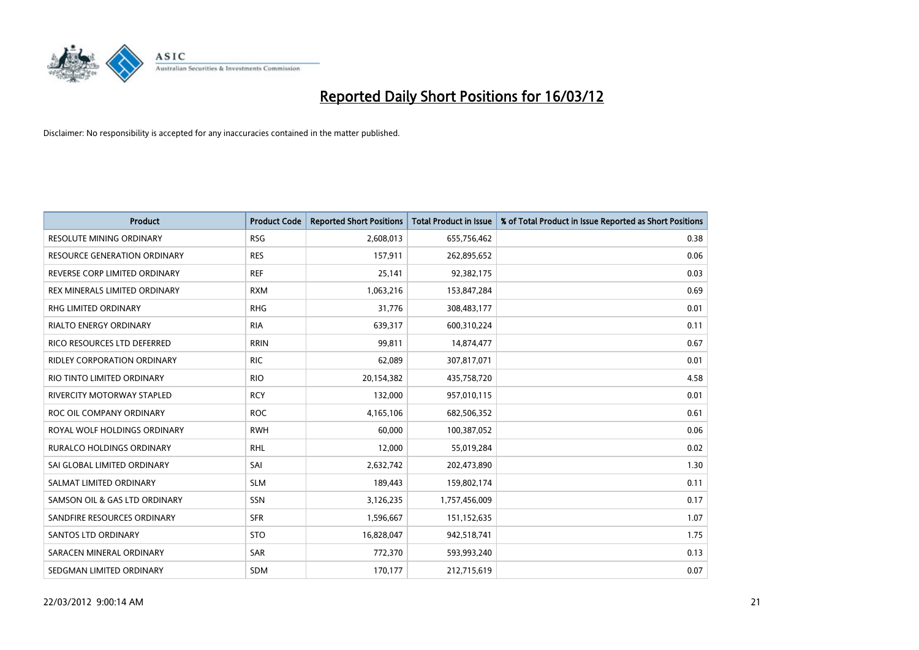# Reported Daily Short Positions for 16/03/12

Disclaimer: No responsibility is accepted for any inaccuracies contained in the matter published.

| Product | Product Code | Reported Short Positions | Total Product in Issue | % of Total Product in Issue Reported as Short Positions |
|---|---|---|---|---|
| RESOLUTE MINING ORDINARY | RSG | 2,608,013 | 655,756,462 | 0.38 |
| RESOURCE GENERATION ORDINARY | RES | 157,911 | 262,895,652 | 0.06 |
| REVERSE CORP LIMITED ORDINARY | REF | 25,141 | 92,382,175 | 0.03 |
| REX MINERALS LIMITED ORDINARY | RXM | 1,063,216 | 153,847,284 | 0.69 |
| RHG LIMITED ORDINARY | RHG | 31,776 | 308,483,177 | 0.01 |
| RIALTO ENERGY ORDINARY | RIA | 639,317 | 600,310,224 | 0.11 |
| RICO RESOURCES LTD DEFERRED | RRIN | 99,811 | 14,874,477 | 0.67 |
| RIDLEY CORPORATION ORDINARY | RIC | 62,089 | 307,817,071 | 0.01 |
| RIO TINTO LIMITED ORDINARY | RIO | 20,154,382 | 435,758,720 | 4.58 |
| RIVERCITY MOTORWAY STAPLED | RCY | 132,000 | 957,010,115 | 0.01 |
| ROC OIL COMPANY ORDINARY | ROC | 4,165,106 | 682,506,352 | 0.61 |
| ROYAL WOLF HOLDINGS ORDINARY | RWH | 60,000 | 100,387,052 | 0.06 |
| RURALCO HOLDINGS ORDINARY | RHL | 12,000 | 55,019,284 | 0.02 |
| SAI GLOBAL LIMITED ORDINARY | SAI | 2,632,742 | 202,473,890 | 1.30 |
| SALMAT LIMITED ORDINARY | SLM | 189,443 | 159,802,174 | 0.11 |
| SAMSON OIL & GAS LTD ORDINARY | SSN | 3,126,235 | 1,757,456,009 | 0.17 |
| SANDFIRE RESOURCES ORDINARY | SFR | 1,596,667 | 151,152,635 | 1.07 |
| SANTOS LTD ORDINARY | STO | 16,828,047 | 942,518,741 | 1.75 |
| SARACEN MINERAL ORDINARY | SAR | 772,370 | 593,993,240 | 0.13 |
| SEDGMAN LIMITED ORDINARY | SDM | 170,177 | 212,715,619 | 0.07 |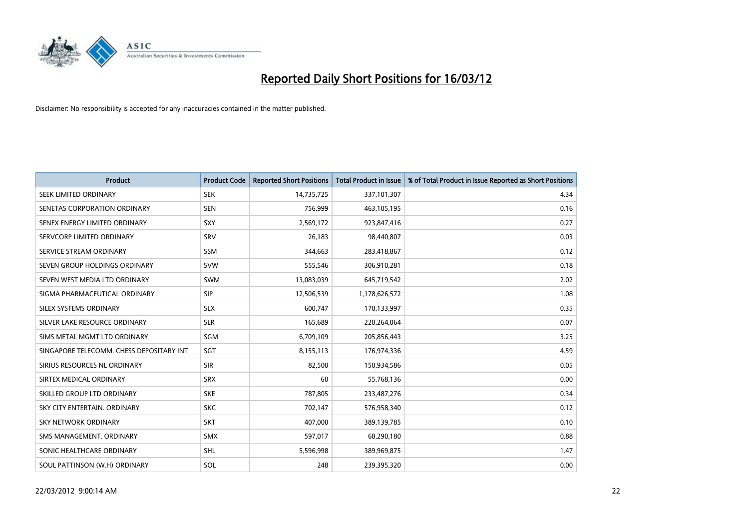# Reported Daily Short Positions for 16/03/12

Disclaimer: No responsibility is accepted for any inaccuracies contained in the matter published.

| Product | Product Code | Reported Short Positions | Total Product in Issue | % of Total Product in Issue Reported as Short Positions |
|---|---|---|---|---|
| SEEK LIMITED ORDINARY | SEK | 14,735,725 | 337,101,307 | 4.34 |
| SENETAS CORPORATION ORDINARY | SEN | 756,999 | 463,105,195 | 0.16 |
| SENEX ENERGY LIMITED ORDINARY | SXY | 2,569,172 | 923,847,416 | 0.27 |
| SERVCORP LIMITED ORDINARY | SRV | 26,183 | 98,440,807 | 0.03 |
| SERVICE STREAM ORDINARY | SSM | 344,663 | 283,418,867 | 0.12 |
| SEVEN GROUP HOLDINGS ORDINARY | SVW | 555,546 | 306,910,281 | 0.18 |
| SEVEN WEST MEDIA LTD ORDINARY | SWM | 13,083,039 | 645,719,542 | 2.02 |
| SIGMA PHARMACEUTICAL ORDINARY | SIP | 12,506,539 | 1,178,626,572 | 1.08 |
| SILEX SYSTEMS ORDINARY | SLX | 600,747 | 170,133,997 | 0.35 |
| SILVER LAKE RESOURCE ORDINARY | SLR | 165,689 | 220,264,064 | 0.07 |
| SIMS METAL MGMT LTD ORDINARY | SGM | 6,709,109 | 205,856,443 | 3.25 |
| SINGAPORE TELECOMM. CHESS DEPOSITARY INT | SGT | 8,155,113 | 176,974,336 | 4.59 |
| SIRIUS RESOURCES NL ORDINARY | SIR | 82,500 | 150,934,586 | 0.05 |
| SIRTEX MEDICAL ORDINARY | SRX | 60 | 55,768,136 | 0.00 |
| SKILLED GROUP LTD ORDINARY | SKE | 787,805 | 233,487,276 | 0.34 |
| SKY CITY ENTERTAIN. ORDINARY | SKC | 702,147 | 576,958,340 | 0.12 |
| SKY NETWORK ORDINARY | SKT | 407,000 | 389,139,785 | 0.10 |
| SMS MANAGEMENT. ORDINARY | SMX | 597,017 | 68,290,180 | 0.88 |
| SONIC HEALTHCARE ORDINARY | SHL | 5,596,998 | 389,969,875 | 1.47 |
| SOUL PATTINSON (W.H) ORDINARY | SOL | 248 | 239,395,320 | 0.00 |

22/03/2012 9:00:14 AM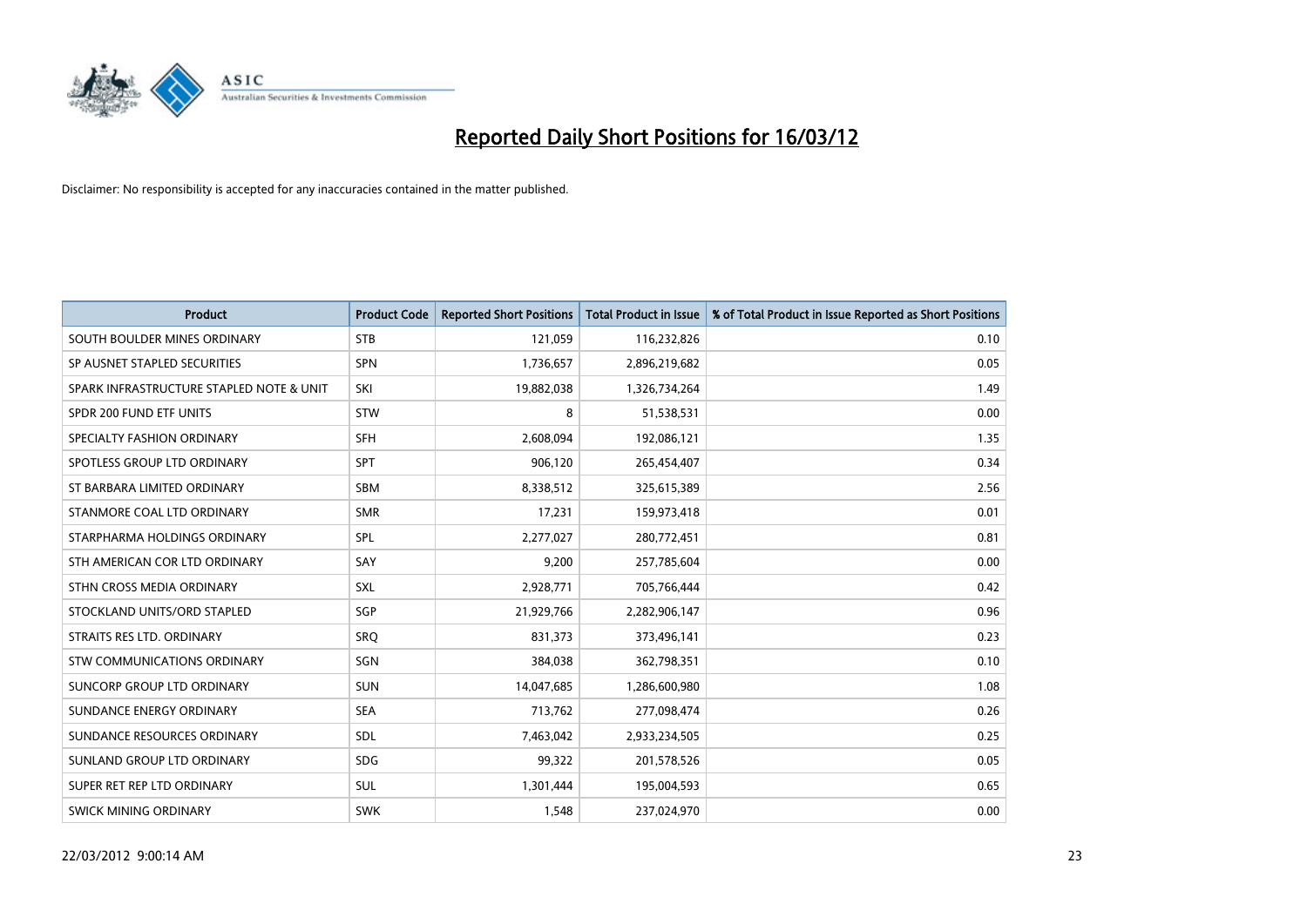# Reported Daily Short Positions for 16/03/12

Disclaimer: No responsibility is accepted for any inaccuracies contained in the matter published.

| Product | Product Code | Reported Short Positions | Total Product in Issue | % of Total Product in Issue Reported as Short Positions |
|---|---|---|---|---|
| SOUTH BOULDER MINES ORDINARY | STB | 121,059 | 116,232,826 | 0.10 |
| SP AUSNET STAPLED SECURITIES | SPN | 1,736,657 | 2,896,219,682 | 0.05 |
| SPARK INFRASTRUCTURE STAPLED NOTE & UNIT | SKI | 19,882,038 | 1,326,734,264 | 1.49 |
| SPDR 200 FUND ETF UNITS | STW | 8 | 51,538,531 | 0.00 |
| SPECIALTY FASHION ORDINARY | SFH | 2,608,094 | 192,086,121 | 1.35 |
| SPOTLESS GROUP LTD ORDINARY | SPT | 906,120 | 265,454,407 | 0.34 |
| ST BARBARA LIMITED ORDINARY | SBM | 8,338,512 | 325,615,389 | 2.56 |
| STANMORE COAL LTD ORDINARY | SMR | 17,231 | 159,973,418 | 0.01 |
| STARPHARMA HOLDINGS ORDINARY | SPL | 2,277,027 | 280,772,451 | 0.81 |
| STH AMERICAN COR LTD ORDINARY | SAY | 9,200 | 257,785,604 | 0.00 |
| STHN CROSS MEDIA ORDINARY | SXL | 2,928,771 | 705,766,444 | 0.42 |
| STOCKLAND UNITS/ORD STAPLED | SGP | 21,929,766 | 2,282,906,147 | 0.96 |
| STRAITS RES LTD. ORDINARY | SRQ | 831,373 | 373,496,141 | 0.23 |
| STW COMMUNICATIONS ORDINARY | SGN | 384,038 | 362,798,351 | 0.10 |
| SUNCORP GROUP LTD ORDINARY | SUN | 14,047,685 | 1,286,600,980 | 1.08 |
| SUNDANCE ENERGY ORDINARY | SEA | 713,762 | 277,098,474 | 0.26 |
| SUNDANCE RESOURCES ORDINARY | SDL | 7,463,042 | 2,933,234,505 | 0.25 |
| SUNLAND GROUP LTD ORDINARY | SDG | 99,322 | 201,578,526 | 0.05 |
| SUPER RET REP LTD ORDINARY | SUL | 1,301,444 | 195,004,593 | 0.65 |
| SWICK MINING ORDINARY | SWK | 1,548 | 237,024,970 | 0.00 |

22/03/2012 9:00:14 AM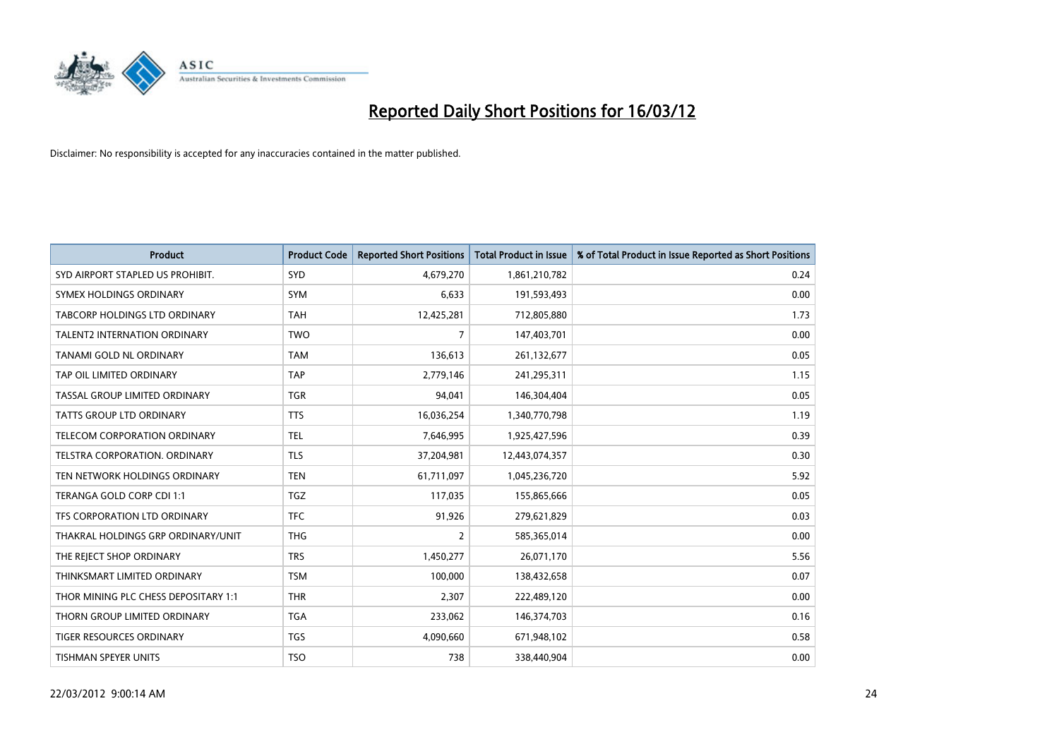# Reported Daily Short Positions for 16/03/12

Disclaimer: No responsibility is accepted for any inaccuracies contained in the matter published.

| Product | Product Code | Reported Short Positions | Total Product in Issue | % of Total Product in Issue Reported as Short Positions |
|---|---|---|---|---|
| SYD AIRPORT STAPLED US PROHIBIT. | SYD | 4,679,270 | 1,861,210,782 | 0.24 |
| SYMEX HOLDINGS ORDINARY | SYM | 6,633 | 191,593,493 | 0.00 |
| TABCORP HOLDINGS LTD ORDINARY | TAH | 12,425,281 | 712,805,880 | 1.73 |
| TALENT2 INTERNATION ORDINARY | TWO | 7 | 147,403,701 | 0.00 |
| TANAMI GOLD NL ORDINARY | TAM | 136,613 | 261,132,677 | 0.05 |
| TAP OIL LIMITED ORDINARY | TAP | 2,779,146 | 241,295,311 | 1.15 |
| TASSAL GROUP LIMITED ORDINARY | TGR | 94,041 | 146,304,404 | 0.05 |
| TATTS GROUP LTD ORDINARY | TTS | 16,036,254 | 1,340,770,798 | 1.19 |
| TELECOM CORPORATION ORDINARY | TEL | 7,646,995 | 1,925,427,596 | 0.39 |
| TELSTRA CORPORATION. ORDINARY | TLS | 37,204,981 | 12,443,074,357 | 0.30 |
| TEN NETWORK HOLDINGS ORDINARY | TEN | 61,711,097 | 1,045,236,720 | 5.92 |
| TERANGA GOLD CORP CDI 1:1 | TGZ | 117,035 | 155,865,666 | 0.05 |
| TFS CORPORATION LTD ORDINARY | TFC | 91,926 | 279,621,829 | 0.03 |
| THAKRAL HOLDINGS GRP ORDINARY/UNIT | THG | 2 | 585,365,014 | 0.00 |
| THE REJECT SHOP ORDINARY | TRS | 1,450,277 | 26,071,170 | 5.56 |
| THINKSMART LIMITED ORDINARY | TSM | 100,000 | 138,432,658 | 0.07 |
| THOR MINING PLC CHESS DEPOSITARY 1:1 | THR | 2,307 | 222,489,120 | 0.00 |
| THORN GROUP LIMITED ORDINARY | TGA | 233,062 | 146,374,703 | 0.16 |
| TIGER RESOURCES ORDINARY | TGS | 4,090,660 | 671,948,102 | 0.58 |
| TISHMAN SPEYER UNITS | TSO | 738 | 338,440,904 | 0.00 |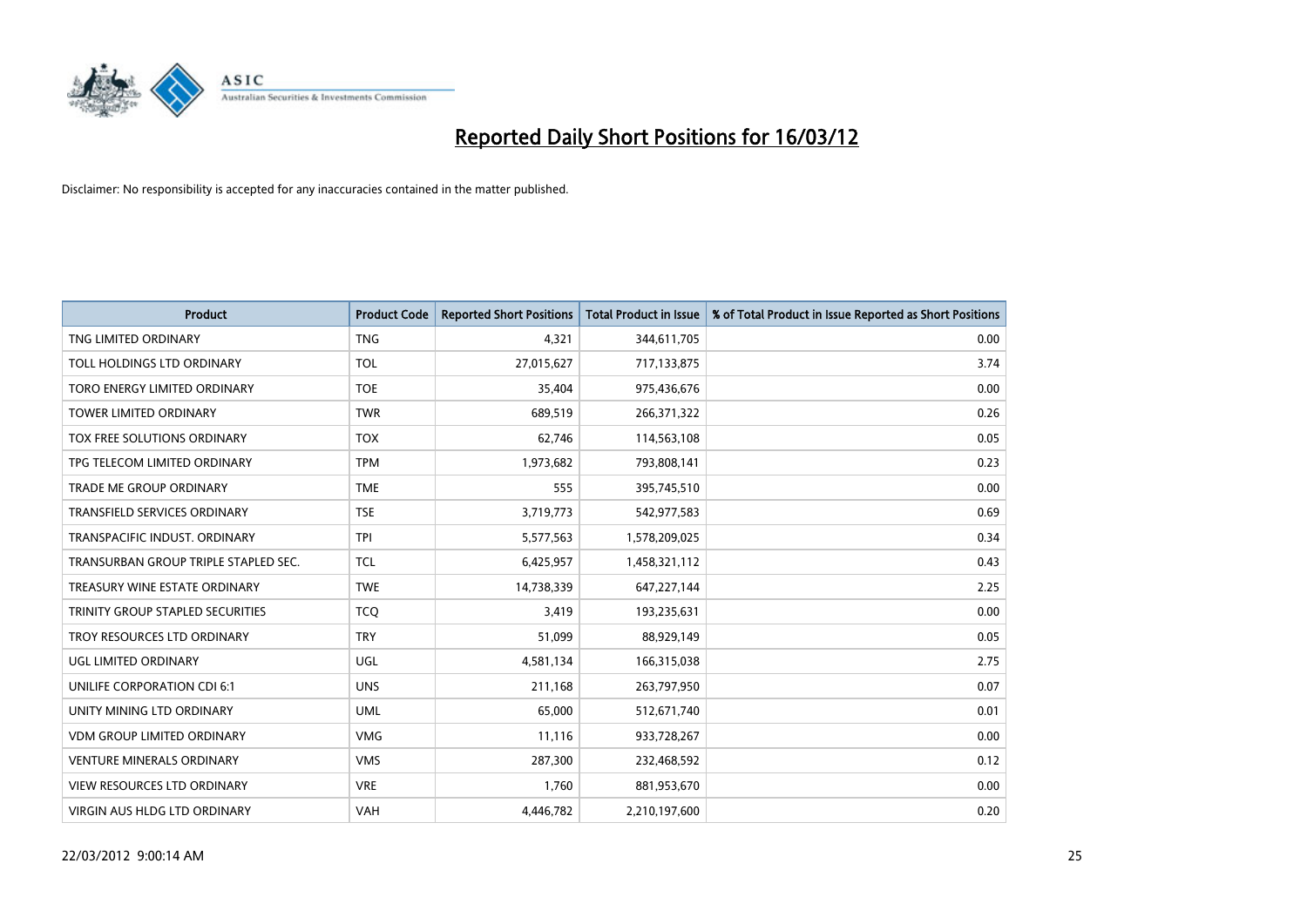# Reported Daily Short Positions for 16/03/12

Disclaimer: No responsibility is accepted for any inaccuracies contained in the matter published.

| Product | Product Code | Reported Short Positions | Total Product in Issue | % of Total Product in Issue Reported as Short Positions |
|---|---|---|---|---|
| TNG LIMITED ORDINARY | TNG | 4,321 | 344,611,705 | 0.00 |
| TOLL HOLDINGS LTD ORDINARY | TOL | 27,015,627 | 717,133,875 | 3.74 |
| TORO ENERGY LIMITED ORDINARY | TOE | 35,404 | 975,436,676 | 0.00 |
| TOWER LIMITED ORDINARY | TWR | 689,519 | 266,371,322 | 0.26 |
| TOX FREE SOLUTIONS ORDINARY | TOX | 62,746 | 114,563,108 | 0.05 |
| TPG TELECOM LIMITED ORDINARY | TPM | 1,973,682 | 793,808,141 | 0.23 |
| TRADE ME GROUP ORDINARY | TME | 555 | 395,745,510 | 0.00 |
| TRANSFIELD SERVICES ORDINARY | TSE | 3,719,773 | 542,977,583 | 0.69 |
| TRANSPACIFIC INDUST. ORDINARY | TPI | 5,577,563 | 1,578,209,025 | 0.34 |
| TRANSURBAN GROUP TRIPLE STAPLED SEC. | TCL | 6,425,957 | 1,458,321,112 | 0.43 |
| TREASURY WINE ESTATE ORDINARY | TWE | 14,738,339 | 647,227,144 | 2.25 |
| TRINITY GROUP STAPLED SECURITIES | TCQ | 3,419 | 193,235,631 | 0.00 |
| TROY RESOURCES LTD ORDINARY | TRY | 51,099 | 88,929,149 | 0.05 |
| UGL LIMITED ORDINARY | UGL | 4,581,134 | 166,315,038 | 2.75 |
| UNILIFE CORPORATION CDI 6:1 | UNS | 211,168 | 263,797,950 | 0.07 |
| UNITY MINING LTD ORDINARY | UML | 65,000 | 512,671,740 | 0.01 |
| VDM GROUP LIMITED ORDINARY | VMG | 11,116 | 933,728,267 | 0.00 |
| VENTURE MINERALS ORDINARY | VMS | 287,300 | 232,468,592 | 0.12 |
| VIEW RESOURCES LTD ORDINARY | VRE | 1,760 | 881,953,670 | 0.00 |
| VIRGIN AUS HLDG LTD ORDINARY | VAH | 4,446,782 | 2,210,197,600 | 0.20 |

22/03/2012 9:00:14 AM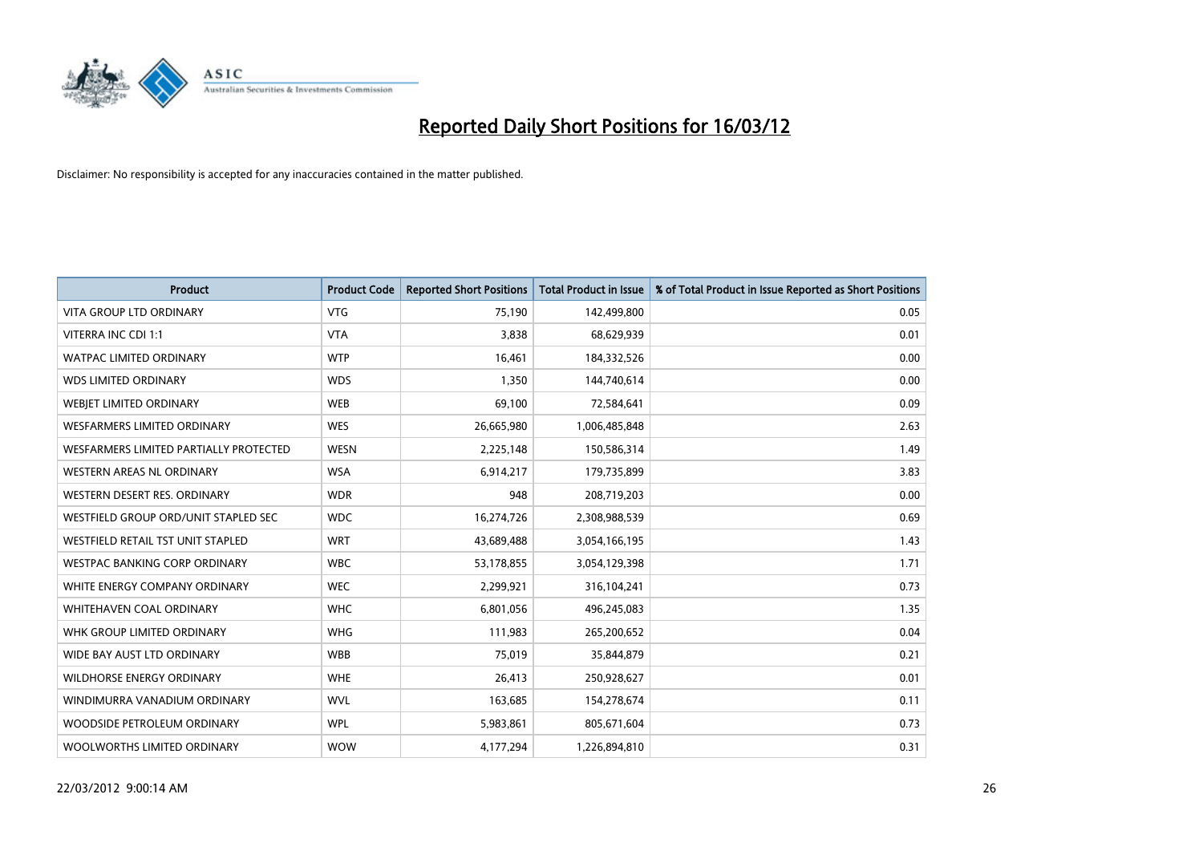# Reported Daily Short Positions for 16/03/12

Disclaimer: No responsibility is accepted for any inaccuracies contained in the matter published.

| Product | Product Code | Reported Short Positions | Total Product in Issue | % of Total Product in Issue Reported as Short Positions |
| --- | --- | --- | --- | --- |
| VITA GROUP LTD ORDINARY | VTG | 75,190 | 142,499,800 | 0.05 |
| VITERRA INC CDI 1:1 | VTA | 3,838 | 68,629,939 | 0.01 |
| WATPAC LIMITED ORDINARY | WTP | 16,461 | 184,332,526 | 0.00 |
| WDS LIMITED ORDINARY | WDS | 1,350 | 144,740,614 | 0.00 |
| WEBJET LIMITED ORDINARY | WEB | 69,100 | 72,584,641 | 0.09 |
| WESFARMERS LIMITED ORDINARY | WES | 26,665,980 | 1,006,485,848 | 2.63 |
| WESFARMERS LIMITED PARTIALLY PROTECTED | WESN | 2,225,148 | 150,586,314 | 1.49 |
| WESTERN AREAS NL ORDINARY | WSA | 6,914,217 | 179,735,899 | 3.83 |
| WESTERN DESERT RES. ORDINARY | WDR | 948 | 208,719,203 | 0.00 |
| WESTFIELD GROUP ORD/UNIT STAPLED SEC | WDC | 16,274,726 | 2,308,988,539 | 0.69 |
| WESTFIELD RETAIL TST UNIT STAPLED | WRT | 43,689,488 | 3,054,166,195 | 1.43 |
| WESTPAC BANKING CORP ORDINARY | WBC | 53,178,855 | 3,054,129,398 | 1.71 |
| WHITE ENERGY COMPANY ORDINARY | WEC | 2,299,921 | 316,104,241 | 0.73 |
| WHITEHAVEN COAL ORDINARY | WHC | 6,801,056 | 496,245,083 | 1.35 |
| WHK GROUP LIMITED ORDINARY | WHG | 111,983 | 265,200,652 | 0.04 |
| WIDE BAY AUST LTD ORDINARY | WBB | 75,019 | 35,844,879 | 0.21 |
| WILDHORSE ENERGY ORDINARY | WHE | 26,413 | 250,928,627 | 0.01 |
| WINDIMURRA VANADIUM ORDINARY | WVL | 163,685 | 154,278,674 | 0.11 |
| WOODSIDE PETROLEUM ORDINARY | WPL | 5,983,861 | 805,671,604 | 0.73 |
| WOOLWORTHS LIMITED ORDINARY | WOW | 4,177,294 | 1,226,894,810 | 0.31 |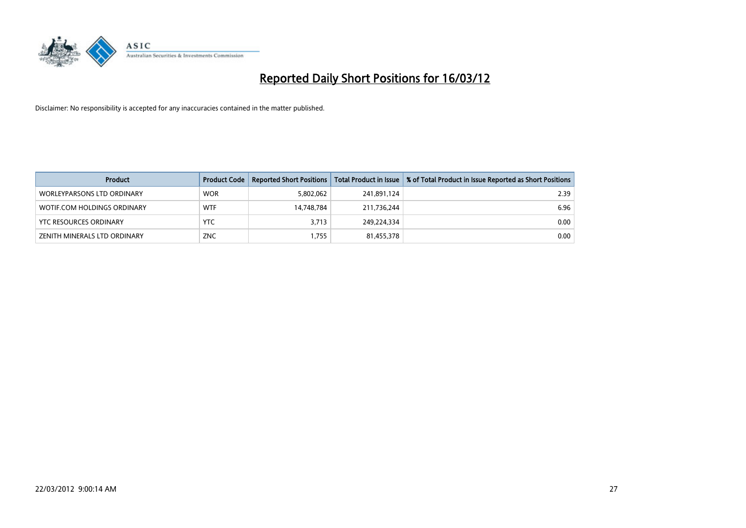# Reported Daily Short Positions for 16/03/12

Disclaimer: No responsibility is accepted for any inaccuracies contained in the matter published.

| Product | Product Code | Reported Short Positions | Total Product in Issue | % of Total Product in Issue Reported as Short Positions |
|---|---|---|---|---|
| WORLEYPARSONS LTD ORDINARY | WOR | 5,802,062 | 241,891,124 | 2.39 |
| WOTIF.COM HOLDINGS ORDINARY | WTF | 14,748,784 | 211,736,244 | 6.96 |
| YTC RESOURCES ORDINARY | YTC | 3,713 | 249,224,334 | 0.00 |
| ZENITH MINERALS LTD ORDINARY | ZNC | 1,755 | 81,455,378 | 0.00 |

22/03/2012 9:00:14 AM